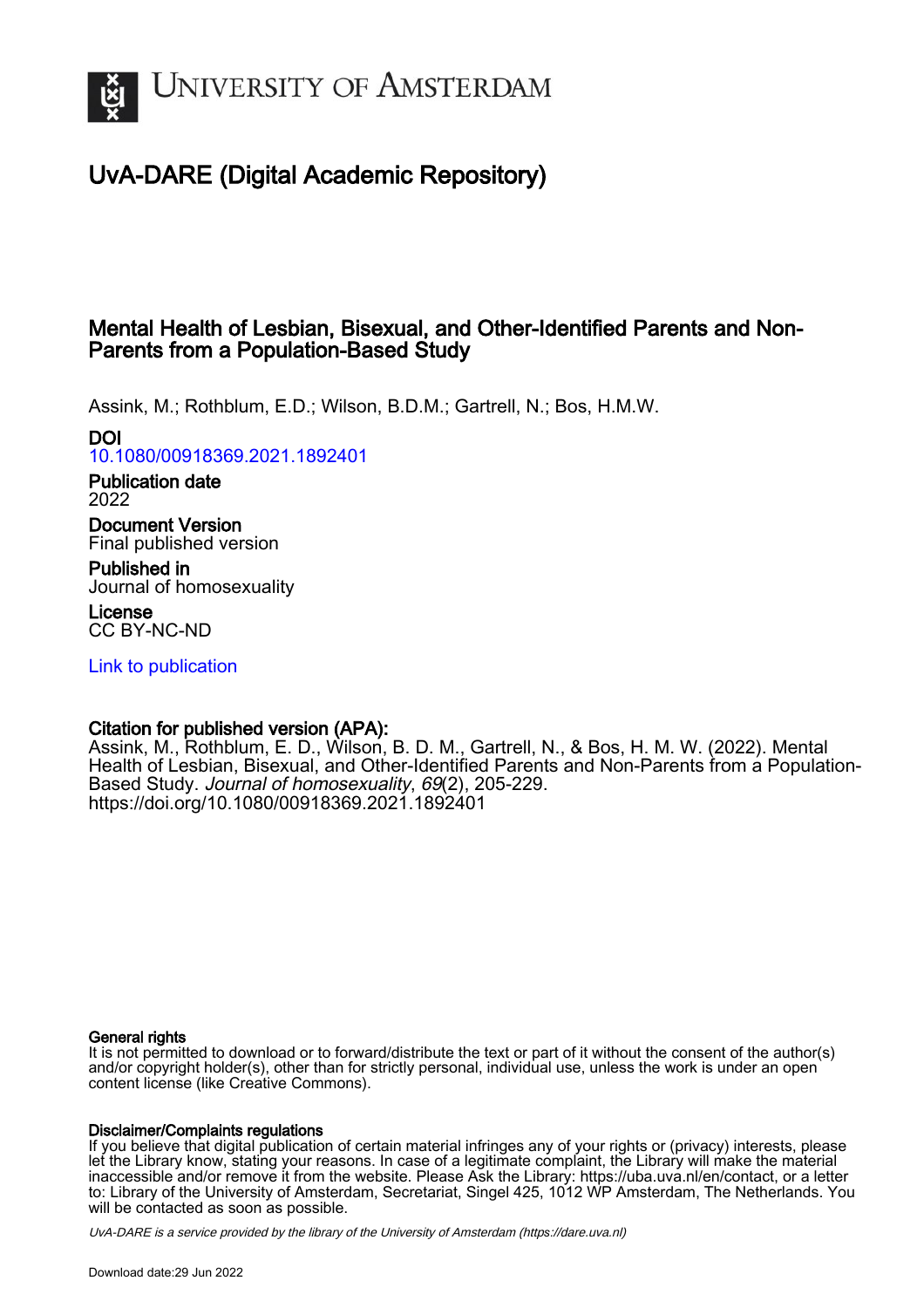# UvA-DARE (Digital Academic Repository)

## Mental Health of Lesbian, Bisexual, and Other-Identified Parents and Non-Parents from a Population-Based Study

Assink, M.; Rothblum, E.D.; Wilson, B.D.M.; Gartrell, N.; Bos, H.M.W.

**DOI**
10.1080/00918369.2021.1892401

**Publication date**
2022

**Document Version**
Final published version

**Published in**
Journal of homosexuality

**License**
CC BY-NC-ND

Link to publication

**Citation for published version (APA):**
Assink, M., Rothblum, E. D., Wilson, B. D. M., Gartrell, N., & Bos, H. M. W. (2022). Mental Health of Lesbian, Bisexual, and Other-Identified Parents and Non-Parents from a Population-Based Study. *Journal of homosexuality*, *69*(2), 205-229. https://doi.org/10.1080/00918369.2021.1892401

**General rights**
It is not permitted to download or to forward/distribute the text or part of it without the consent of the author(s) and/or copyright holder(s), other than for strictly personal, individual use, unless the work is under an open content license (like Creative Commons).

**Disclaimer/Complaints regulations**
If you believe that digital publication of certain material infringes any of your rights or (privacy) interests, please let the Library know, stating your reasons. In case of a legitimate complaint, the Library will make the material inaccessible and/or remove it from the website. Please Ask the Library: https://uba.uva.nl/en/contact, or a letter to: Library of the University of Amsterdam, Secretariat, Singel 425, 1012 WP Amsterdam, The Netherlands. You will be contacted as soon as possible.

UvA-DARE is a service provided by the library of the University of Amsterdam (https://dare.uva.nl)

Download date:29 Jun 2022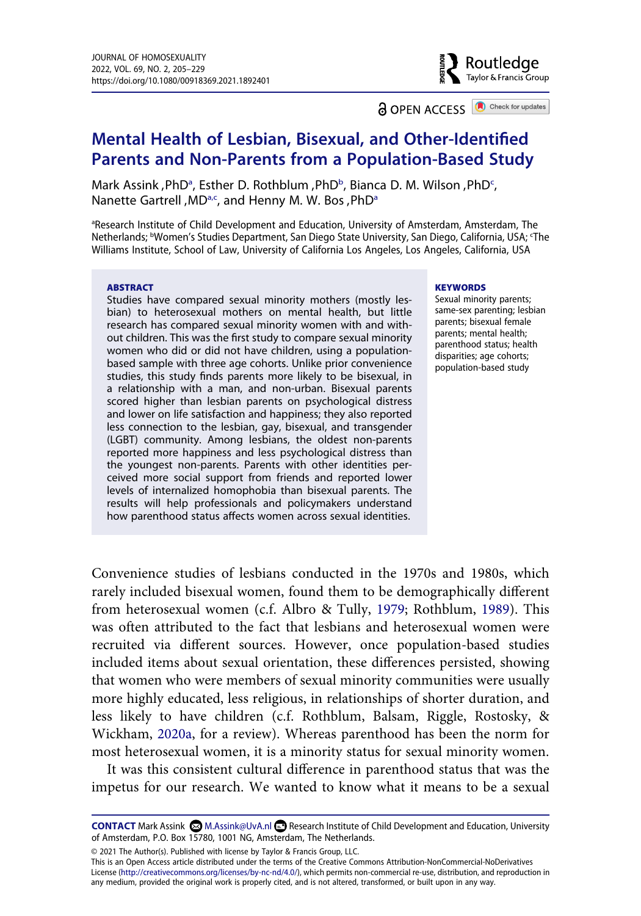# Mental Health of Lesbian, Bisexual, and Other-Identified Parents and Non-Parents from a Population-Based Study

Mark Assink ,PhD[a], Esther D. Rothblum ,PhD[b], Bianca D. M. Wilson ,PhD[c], Nanette Gartrell ,MD[a,c], and Henny M. W. Bos ,PhD[a]

[a]Research Institute of Child Development and Education, University of Amsterdam, Amsterdam, The Netherlands; [b]Women's Studies Department, San Diego State University, San Diego, California, USA; [c]The Williams Institute, School of Law, University of California Los Angeles, Los Angeles, California, USA

**ABSTRACT**

Studies have compared sexual minority mothers (mostly lesbian) to heterosexual mothers on mental health, but little research has compared sexual minority women with and without children. This was the first study to compare sexual minority women who did or did not have children, using a population-based sample with three age cohorts. Unlike prior convenience studies, this study finds parents more likely to be bisexual, in a relationship with a man, and non-urban. Bisexual parents scored higher than lesbian parents on psychological distress and lower on life satisfaction and happiness; they also reported less connection to the lesbian, gay, bisexual, and transgender (LGBT) community. Among lesbians, the oldest non-parents reported more happiness and less psychological distress than the youngest non-parents. Parents with other identities perceived more social support from friends and reported lower levels of internalized homophobia than bisexual parents. The results will help professionals and policymakers understand how parenthood status affects women across sexual identities.

**KEYWORDS**

Sexual minority parents; same-sex parenting; lesbian parents; bisexual female parents; mental health; parenthood status; health disparities; age cohorts; population-based study

Convenience studies of lesbians conducted in the 1970s and 1980s, which rarely included bisexual women, found them to be demographically different from heterosexual women (c.f. Albro & Tully, 1979; Rothblum, 1989). This was often attributed to the fact that lesbians and heterosexual women were recruited via different sources. However, once population-based studies included items about sexual orientation, these differences persisted, showing that women who were members of sexual minority communities were usually more highly educated, less religious, in relationships of shorter duration, and less likely to have children (c.f. Rothblum, Balsam, Riggle, Rostosky, & Wickham, 2020a, for a review). Whereas parenthood has been the norm for most heterosexual women, it is a minority status for sexual minority women.

It was this consistent cultural difference in parenthood status that was the impetus for our research. We wanted to know what it means to be a sexual

**CONTACT** Mark Assink M.Assink@UvA.nl Research Institute of Child Development and Education, University of Amsterdam, P.O. Box 15780, 1001 NG, Amsterdam, The Netherlands.

© 2021 The Author(s). Published with license by Taylor & Francis Group, LLC.
This is an Open Access article distributed under the terms of the Creative Commons Attribution-NonCommercial-NoDerivatives License (http://creativecommons.org/licenses/by-nc-nd/4.0/), which permits non-commercial re-use, distribution, and reproduction in any medium, provided the original work is properly cited, and is not altered, transformed, or built upon in any way.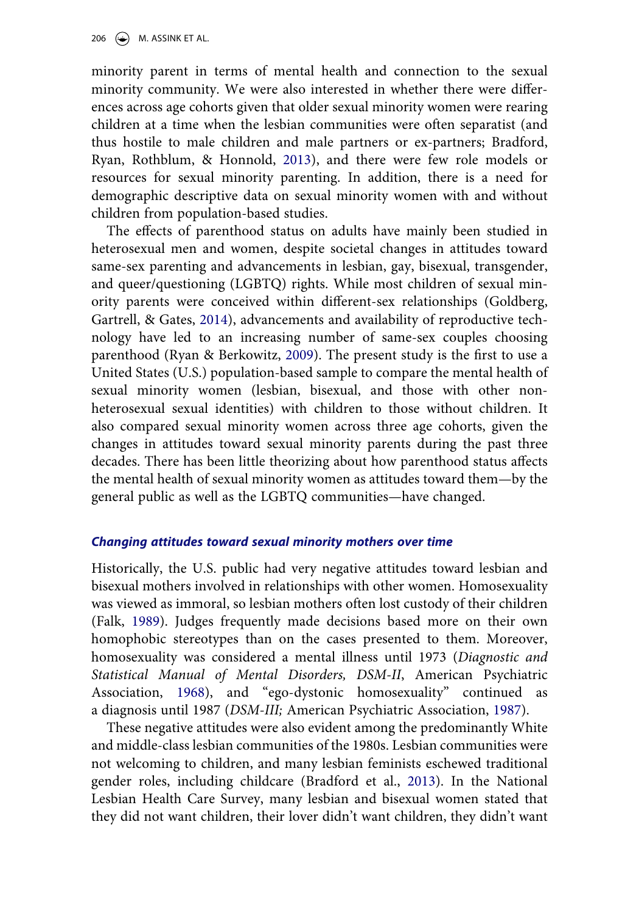minority parent in terms of mental health and connection to the sexual minority community. We were also interested in whether there were differences across age cohorts given that older sexual minority women were rearing children at a time when the lesbian communities were often separatist (and thus hostile to male children and male partners or ex-partners; Bradford, Ryan, Rothblum, & Honnold, 2013), and there were few role models or resources for sexual minority parenting. In addition, there is a need for demographic descriptive data on sexual minority women with and without children from population-based studies.

The effects of parenthood status on adults have mainly been studied in heterosexual men and women, despite societal changes in attitudes toward same-sex parenting and advancements in lesbian, gay, bisexual, transgender, and queer/questioning (LGBTQ) rights. While most children of sexual minority parents were conceived within different-sex relationships (Goldberg, Gartrell, & Gates, 2014), advancements and availability of reproductive technology have led to an increasing number of same-sex couples choosing parenthood (Ryan & Berkowitz, 2009). The present study is the first to use a United States (U.S.) population-based sample to compare the mental health of sexual minority women (lesbian, bisexual, and those with other non-heterosexual sexual identities) with children to those without children. It also compared sexual minority women across three age cohorts, given the changes in attitudes toward sexual minority parents during the past three decades. There has been little theorizing about how parenthood status affects the mental health of sexual minority women as attitudes toward them—by the general public as well as the LGBTQ communities—have changed.

### *Changing attitudes toward sexual minority mothers over time*

Historically, the U.S. public had very negative attitudes toward lesbian and bisexual mothers involved in relationships with other women. Homosexuality was viewed as immoral, so lesbian mothers often lost custody of their children (Falk, 1989). Judges frequently made decisions based more on their own homophobic stereotypes than on the cases presented to them. Moreover, homosexuality was considered a mental illness until 1973 (*Diagnostic and Statistical Manual of Mental Disorders, DSM-II*, American Psychiatric Association, 1968), and "ego-dystonic homosexuality" continued as a diagnosis until 1987 (*DSM-III;* American Psychiatric Association, 1987).

These negative attitudes were also evident among the predominantly White and middle-class lesbian communities of the 1980s. Lesbian communities were not welcoming to children, and many lesbian feminists eschewed traditional gender roles, including childcare (Bradford et al., 2013). In the National Lesbian Health Care Survey, many lesbian and bisexual women stated that they did not want children, their lover didn't want children, they didn't want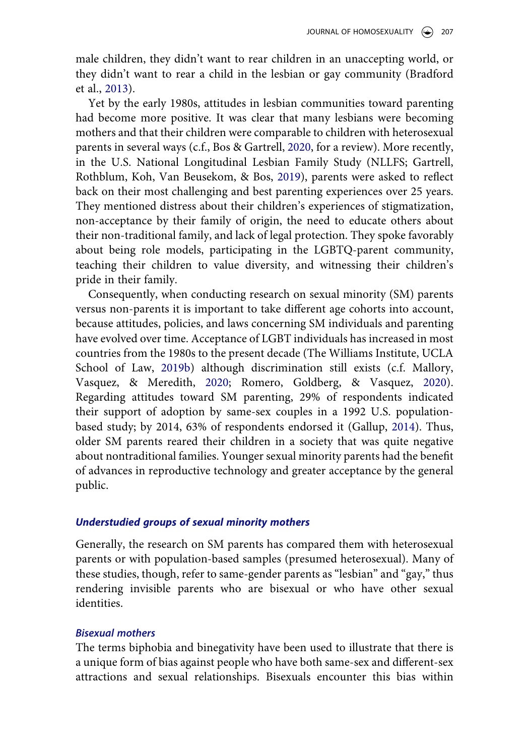male children, they didn't want to rear children in an unaccepting world, or they didn't want to rear a child in the lesbian or gay community (Bradford et al., 2013).

Yet by the early 1980s, attitudes in lesbian communities toward parenting had become more positive. It was clear that many lesbians were becoming mothers and that their children were comparable to children with heterosexual parents in several ways (c.f., Bos & Gartrell, 2020, for a review). More recently, in the U.S. National Longitudinal Lesbian Family Study (NLLFS; Gartrell, Rothblum, Koh, Van Beusekom, & Bos, 2019), parents were asked to reflect back on their most challenging and best parenting experiences over 25 years. They mentioned distress about their children's experiences of stigmatization, non-acceptance by their family of origin, the need to educate others about their non-traditional family, and lack of legal protection. They spoke favorably about being role models, participating in the LGBTQ-parent community, teaching their children to value diversity, and witnessing their children's pride in their family.

Consequently, when conducting research on sexual minority (SM) parents versus non-parents it is important to take different age cohorts into account, because attitudes, policies, and laws concerning SM individuals and parenting have evolved over time. Acceptance of LGBT individuals has increased in most countries from the 1980s to the present decade (The Williams Institute, UCLA School of Law, 2019b) although discrimination still exists (c.f. Mallory, Vasquez, & Meredith, 2020; Romero, Goldberg, & Vasquez, 2020). Regarding attitudes toward SM parenting, 29% of respondents indicated their support of adoption by same-sex couples in a 1992 U.S. population-based study; by 2014, 63% of respondents endorsed it (Gallup, 2014). Thus, older SM parents reared their children in a society that was quite negative about nontraditional families. Younger sexual minority parents had the benefit of advances in reproductive technology and greater acceptance by the general public.

### *Understudied groups of sexual minority mothers*

Generally, the research on SM parents has compared them with heterosexual parents or with population-based samples (presumed heterosexual). Many of these studies, though, refer to same-gender parents as "lesbian" and "gay," thus rendering invisible parents who are bisexual or who have other sexual identities.

#### *Bisexual mothers*

The terms biphobia and binegativity have been used to illustrate that there is a unique form of bias against people who have both same-sex and different-sex attractions and sexual relationships. Bisexuals encounter this bias within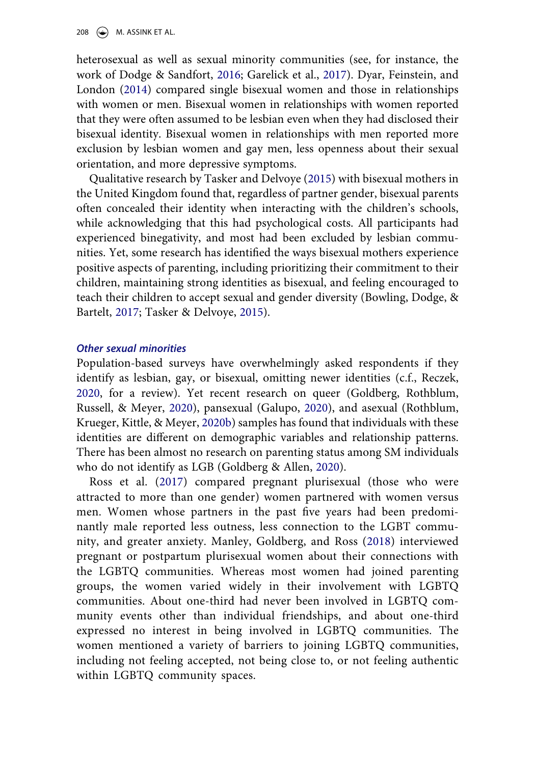heterosexual as well as sexual minority communities (see, for instance, the work of Dodge & Sandfort, 2016; Garelick et al., 2017). Dyar, Feinstein, and London (2014) compared single bisexual women and those in relationships with women or men. Bisexual women in relationships with women reported that they were often assumed to be lesbian even when they had disclosed their bisexual identity. Bisexual women in relationships with men reported more exclusion by lesbian women and gay men, less openness about their sexual orientation, and more depressive symptoms.

Qualitative research by Tasker and Delvoye (2015) with bisexual mothers in the United Kingdom found that, regardless of partner gender, bisexual parents often concealed their identity when interacting with the children's schools, while acknowledging that this had psychological costs. All participants had experienced binegativity, and most had been excluded by lesbian communities. Yet, some research has identified the ways bisexual mothers experience positive aspects of parenting, including prioritizing their commitment to their children, maintaining strong identities as bisexual, and feeling encouraged to teach their children to accept sexual and gender diversity (Bowling, Dodge, & Bartelt, 2017; Tasker & Delvoye, 2015).

### *Other sexual minorities*

Population-based surveys have overwhelmingly asked respondents if they identify as lesbian, gay, or bisexual, omitting newer identities (c.f., Reczek, 2020, for a review). Yet recent research on queer (Goldberg, Rothblum, Russell, & Meyer, 2020), pansexual (Galupo, 2020), and asexual (Rothblum, Krueger, Kittle, & Meyer, 2020b) samples has found that individuals with these identities are different on demographic variables and relationship patterns. There has been almost no research on parenting status among SM individuals who do not identify as LGB (Goldberg & Allen, 2020).

Ross et al. (2017) compared pregnant plurisexual (those who were attracted to more than one gender) women partnered with women versus men. Women whose partners in the past five years had been predominantly male reported less outness, less connection to the LGBT community, and greater anxiety. Manley, Goldberg, and Ross (2018) interviewed pregnant or postpartum plurisexual women about their connections with the LGBTQ communities. Whereas most women had joined parenting groups, the women varied widely in their involvement with LGBTQ communities. About one-third had never been involved in LGBTQ community events other than individual friendships, and about one-third expressed no interest in being involved in LGBTQ communities. The women mentioned a variety of barriers to joining LGBTQ communities, including not feeling accepted, not being close to, or not feeling authentic within LGBTQ community spaces.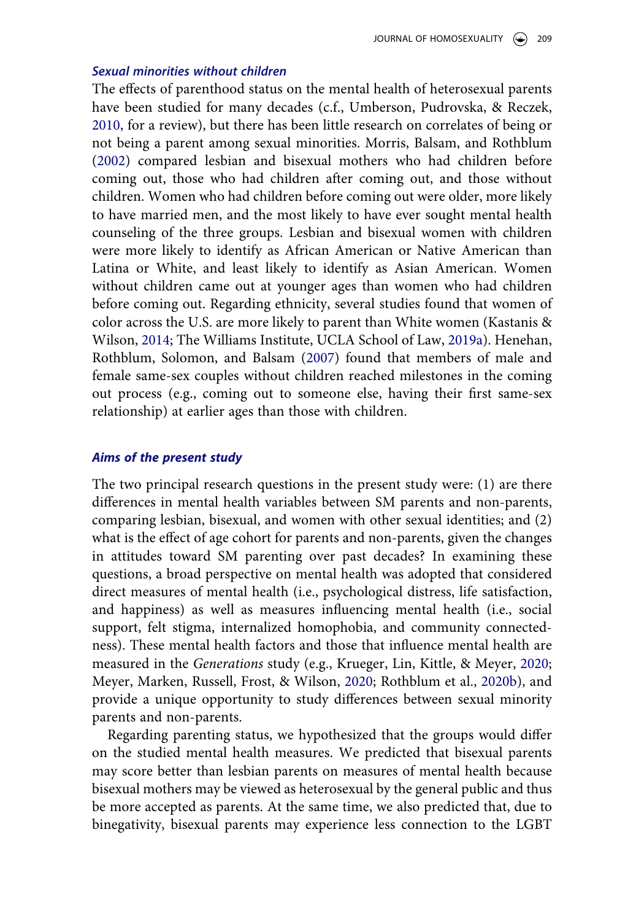### *Sexual minorities without children*

The effects of parenthood status on the mental health of heterosexual parents have been studied for many decades (c.f., Umberson, Pudrovska, & Reczek, 2010, for a review), but there has been little research on correlates of being or not being a parent among sexual minorities. Morris, Balsam, and Rothblum (2002) compared lesbian and bisexual mothers who had children before coming out, those who had children after coming out, and those without children. Women who had children before coming out were older, more likely to have married men, and the most likely to have ever sought mental health counseling of the three groups. Lesbian and bisexual women with children were more likely to identify as African American or Native American than Latina or White, and least likely to identify as Asian American. Women without children came out at younger ages than women who had children before coming out. Regarding ethnicity, several studies found that women of color across the U.S. are more likely to parent than White women (Kastanis & Wilson, 2014; The Williams Institute, UCLA School of Law, 2019a). Henehan, Rothblum, Solomon, and Balsam (2007) found that members of male and female same-sex couples without children reached milestones in the coming out process (e.g., coming out to someone else, having their first same-sex relationship) at earlier ages than those with children.

### *Aims of the present study*

The two principal research questions in the present study were: (1) are there differences in mental health variables between SM parents and non-parents, comparing lesbian, bisexual, and women with other sexual identities; and (2) what is the effect of age cohort for parents and non-parents, given the changes in attitudes toward SM parenting over past decades? In examining these questions, a broad perspective on mental health was adopted that considered direct measures of mental health (i.e., psychological distress, life satisfaction, and happiness) as well as measures influencing mental health (i.e., social support, felt stigma, internalized homophobia, and community connectedness). These mental health factors and those that influence mental health are measured in the *Generations* study (e.g., Krueger, Lin, Kittle, & Meyer, 2020; Meyer, Marken, Russell, Frost, & Wilson, 2020; Rothblum et al., 2020b), and provide a unique opportunity to study differences between sexual minority parents and non-parents.

Regarding parenting status, we hypothesized that the groups would differ on the studied mental health measures. We predicted that bisexual parents may score better than lesbian parents on measures of mental health because bisexual mothers may be viewed as heterosexual by the general public and thus be more accepted as parents. At the same time, we also predicted that, due to binegativity, bisexual parents may experience less connection to the LGBT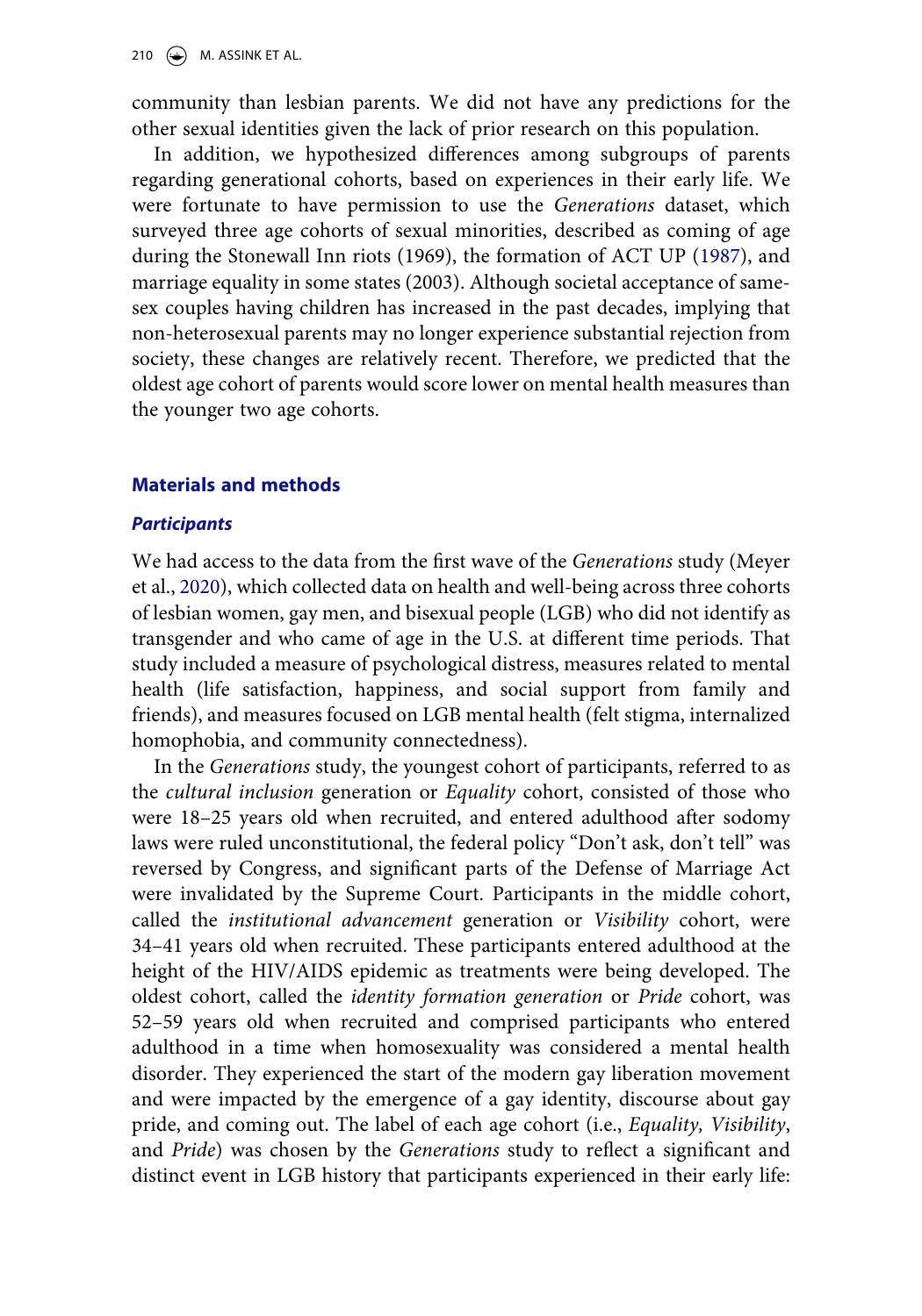community than lesbian parents. We did not have any predictions for the other sexual identities given the lack of prior research on this population.

In addition, we hypothesized differences among subgroups of parents regarding generational cohorts, based on experiences in their early life. We were fortunate to have permission to use the *Generations* dataset, which surveyed three age cohorts of sexual minorities, described as coming of age during the Stonewall Inn riots (1969), the formation of ACT UP (1987), and marriage equality in some states (2003). Although societal acceptance of same-sex couples having children has increased in the past decades, implying that non-heterosexual parents may no longer experience substantial rejection from society, these changes are relatively recent. Therefore, we predicted that the oldest age cohort of parents would score lower on mental health measures than the younger two age cohorts.

## Materials and methods

### Participants

We had access to the data from the first wave of the *Generations* study (Meyer et al., 2020), which collected data on health and well-being across three cohorts of lesbian women, gay men, and bisexual people (LGB) who did not identify as transgender and who came of age in the U.S. at different time periods. That study included a measure of psychological distress, measures related to mental health (life satisfaction, happiness, and social support from family and friends), and measures focused on LGB mental health (felt stigma, internalized homophobia, and community connectedness).

In the *Generations* study, the youngest cohort of participants, referred to as the *cultural inclusion* generation or *Equality* cohort, consisted of those who were 18–25 years old when recruited, and entered adulthood after sodomy laws were ruled unconstitutional, the federal policy "Don't ask, don't tell" was reversed by Congress, and significant parts of the Defense of Marriage Act were invalidated by the Supreme Court. Participants in the middle cohort, called the *institutional advancement* generation or *Visibility* cohort, were 34–41 years old when recruited. These participants entered adulthood at the height of the HIV/AIDS epidemic as treatments were being developed. The oldest cohort, called the *identity formation generation* or *Pride* cohort, was 52–59 years old when recruited and comprised participants who entered adulthood in a time when homosexuality was considered a mental health disorder. They experienced the start of the modern gay liberation movement and were impacted by the emergence of a gay identity, discourse about gay pride, and coming out. The label of each age cohort (i.e., *Equality, Visibility*, and *Pride*) was chosen by the *Generations* study to reflect a significant and distinct event in LGB history that participants experienced in their early life: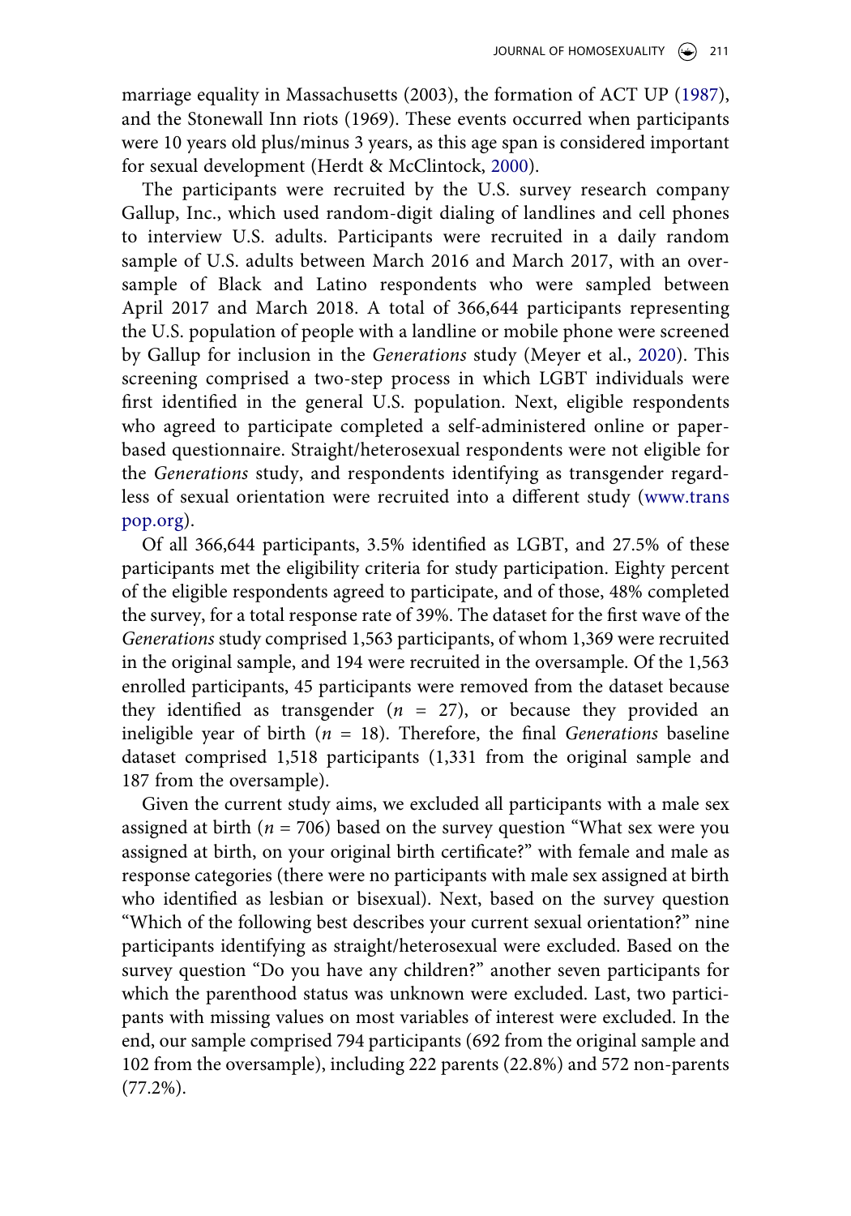marriage equality in Massachusetts (2003), the formation of ACT UP (1987), and the Stonewall Inn riots (1969). These events occurred when participants were 10 years old plus/minus 3 years, as this age span is considered important for sexual development (Herdt & McClintock, 2000).

The participants were recruited by the U.S. survey research company Gallup, Inc., which used random-digit dialing of landlines and cell phones to interview U.S. adults. Participants were recruited in a daily random sample of U.S. adults between March 2016 and March 2017, with an oversample of Black and Latino respondents who were sampled between April 2017 and March 2018. A total of 366,644 participants representing the U.S. population of people with a landline or mobile phone were screened by Gallup for inclusion in the *Generations* study (Meyer et al., 2020). This screening comprised a two-step process in which LGBT individuals were first identified in the general U.S. population. Next, eligible respondents who agreed to participate completed a self-administered online or paper-based questionnaire. Straight/heterosexual respondents were not eligible for the *Generations* study, and respondents identifying as transgender regardless of sexual orientation were recruited into a different study (www.transpop.org).

Of all 366,644 participants, 3.5% identified as LGBT, and 27.5% of these participants met the eligibility criteria for study participation. Eighty percent of the eligible respondents agreed to participate, and of those, 48% completed the survey, for a total response rate of 39%. The dataset for the first wave of the *Generations* study comprised 1,563 participants, of whom 1,369 were recruited in the original sample, and 194 were recruited in the oversample. Of the 1,563 enrolled participants, 45 participants were removed from the dataset because they identified as transgender ($n$ = 27), or because they provided an ineligible year of birth ($n$ = 18). Therefore, the final *Generations* baseline dataset comprised 1,518 participants (1,331 from the original sample and 187 from the oversample).

Given the current study aims, we excluded all participants with a male sex assigned at birth ($n$ = 706) based on the survey question "What sex were you assigned at birth, on your original birth certificate?" with female and male as response categories (there were no participants with male sex assigned at birth who identified as lesbian or bisexual). Next, based on the survey question "Which of the following best describes your current sexual orientation?" nine participants identifying as straight/heterosexual were excluded. Based on the survey question "Do you have any children?" another seven participants for which the parenthood status was unknown were excluded. Last, two participants with missing values on most variables of interest were excluded. In the end, our sample comprised 794 participants (692 from the original sample and 102 from the oversample), including 222 parents (22.8%) and 572 non-parents (77.2%).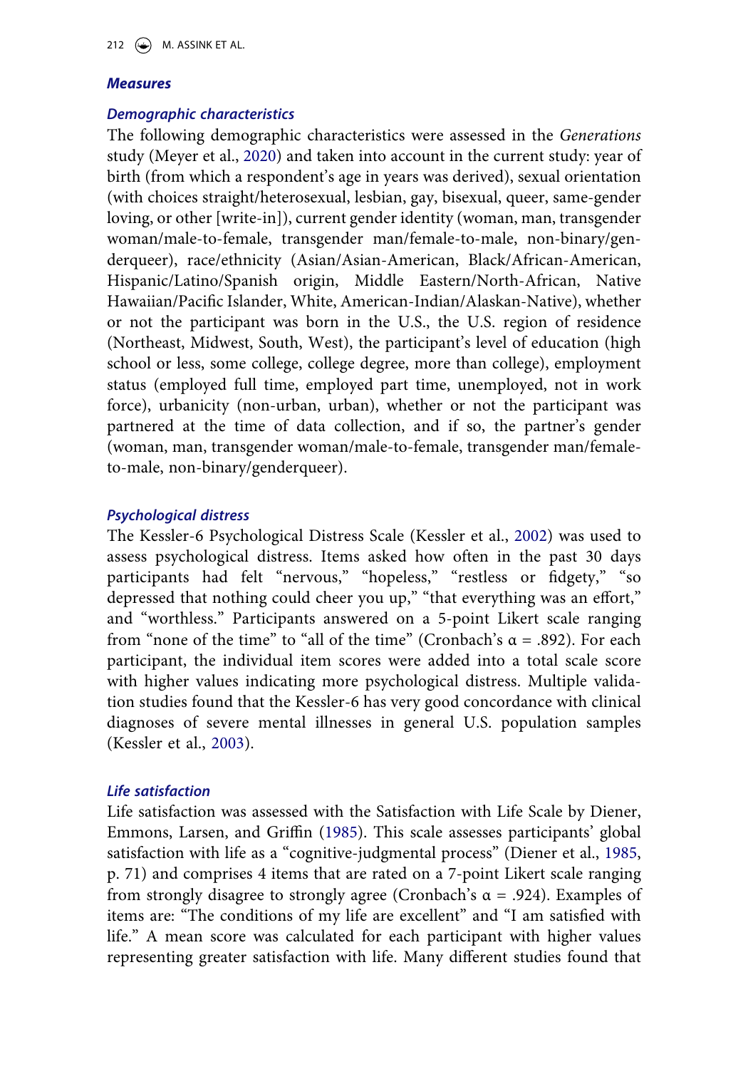### Measures

#### Demographic characteristics

The following demographic characteristics were assessed in the *Generations* study (Meyer et al., 2020) and taken into account in the current study: year of birth (from which a respondent's age in years was derived), sexual orientation (with choices straight/heterosexual, lesbian, gay, bisexual, queer, same-gender loving, or other [write-in]), current gender identity (woman, man, transgender woman/male-to-female, transgender man/female-to-male, non-binary/genderqueer), race/ethnicity (Asian/Asian-American, Black/African-American, Hispanic/Latino/Spanish origin, Middle Eastern/North-African, Native Hawaiian/Pacific Islander, White, American-Indian/Alaskan-Native), whether or not the participant was born in the U.S., the U.S. region of residence (Northeast, Midwest, South, West), the participant's level of education (high school or less, some college, college degree, more than college), employment status (employed full time, employed part time, unemployed, not in work force), urbanicity (non-urban, urban), whether or not the participant was partnered at the time of data collection, and if so, the partner's gender (woman, man, transgender woman/male-to-female, transgender man/female-to-male, non-binary/genderqueer).

#### Psychological distress

The Kessler-6 Psychological Distress Scale (Kessler et al., 2002) was used to assess psychological distress. Items asked how often in the past 30 days participants had felt "nervous," "hopeless," "restless or fidgety," "so depressed that nothing could cheer you up," "that everything was an effort," and "worthless." Participants answered on a 5-point Likert scale ranging from "none of the time" to "all of the time" (Cronbach's $\alpha$ = .892). For each participant, the individual item scores were added into a total scale score with higher values indicating more psychological distress. Multiple validation studies found that the Kessler-6 has very good concordance with clinical diagnoses of severe mental illnesses in general U.S. population samples (Kessler et al., 2003).

#### Life satisfaction

Life satisfaction was assessed with the Satisfaction with Life Scale by Diener, Emmons, Larsen, and Griffin (1985). This scale assesses participants' global satisfaction with life as a "cognitive-judgmental process" (Diener et al., 1985, p. 71) and comprises 4 items that are rated on a 7-point Likert scale ranging from strongly disagree to strongly agree (Cronbach's $\alpha$ = .924). Examples of items are: "The conditions of my life are excellent" and "I am satisfied with life." A mean score was calculated for each participant with higher values representing greater satisfaction with life. Many different studies found that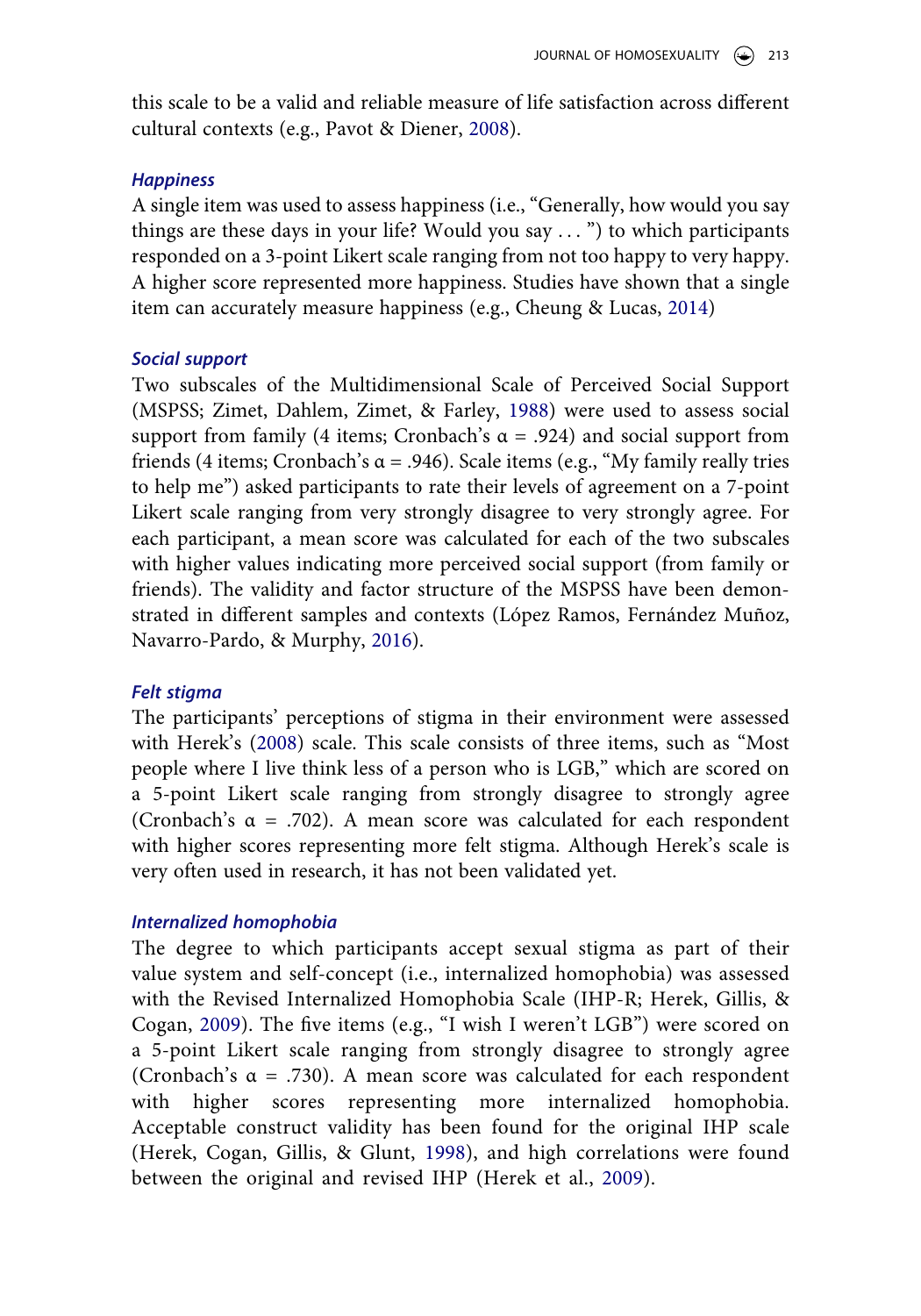this scale to be a valid and reliable measure of life satisfaction across different cultural contexts (e.g., Pavot & Diener, 2008).

### *Happiness*

A single item was used to assess happiness (i.e., "Generally, how would you say things are these days in your life? Would you say . . . ") to which participants responded on a 3-point Likert scale ranging from not too happy to very happy. A higher score represented more happiness. Studies have shown that a single item can accurately measure happiness (e.g., Cheung & Lucas, 2014)

### *Social support*

Two subscales of the Multidimensional Scale of Perceived Social Support (MSPSS; Zimet, Dahlem, Zimet, & Farley, 1988) were used to assess social support from family (4 items; Cronbach's $\alpha$ = .924) and social support from friends (4 items; Cronbach's $\alpha$ = .946). Scale items (e.g., "My family really tries to help me") asked participants to rate their levels of agreement on a 7-point Likert scale ranging from very strongly disagree to very strongly agree. For each participant, a mean score was calculated for each of the two subscales with higher values indicating more perceived social support (from family or friends). The validity and factor structure of the MSPSS have been demonstrated in different samples and contexts (López Ramos, Fernández Muñoz, Navarro-Pardo, & Murphy, 2016).

### *Felt stigma*

The participants' perceptions of stigma in their environment were assessed with Herek's (2008) scale. This scale consists of three items, such as "Most people where I live think less of a person who is LGB," which are scored on a 5-point Likert scale ranging from strongly disagree to strongly agree (Cronbach's $\alpha$ = .702). A mean score was calculated for each respondent with higher scores representing more felt stigma. Although Herek's scale is very often used in research, it has not been validated yet.

### *Internalized homophobia*

The degree to which participants accept sexual stigma as part of their value system and self-concept (i.e., internalized homophobia) was assessed with the Revised Internalized Homophobia Scale (IHP-R; Herek, Gillis, & Cogan, 2009). The five items (e.g., "I wish I weren't LGB") were scored on a 5-point Likert scale ranging from strongly disagree to strongly agree (Cronbach's $\alpha$ = .730). A mean score was calculated for each respondent with higher scores representing more internalized homophobia. Acceptable construct validity has been found for the original IHP scale (Herek, Cogan, Gillis, & Glunt, 1998), and high correlations were found between the original and revised IHP (Herek et al., 2009).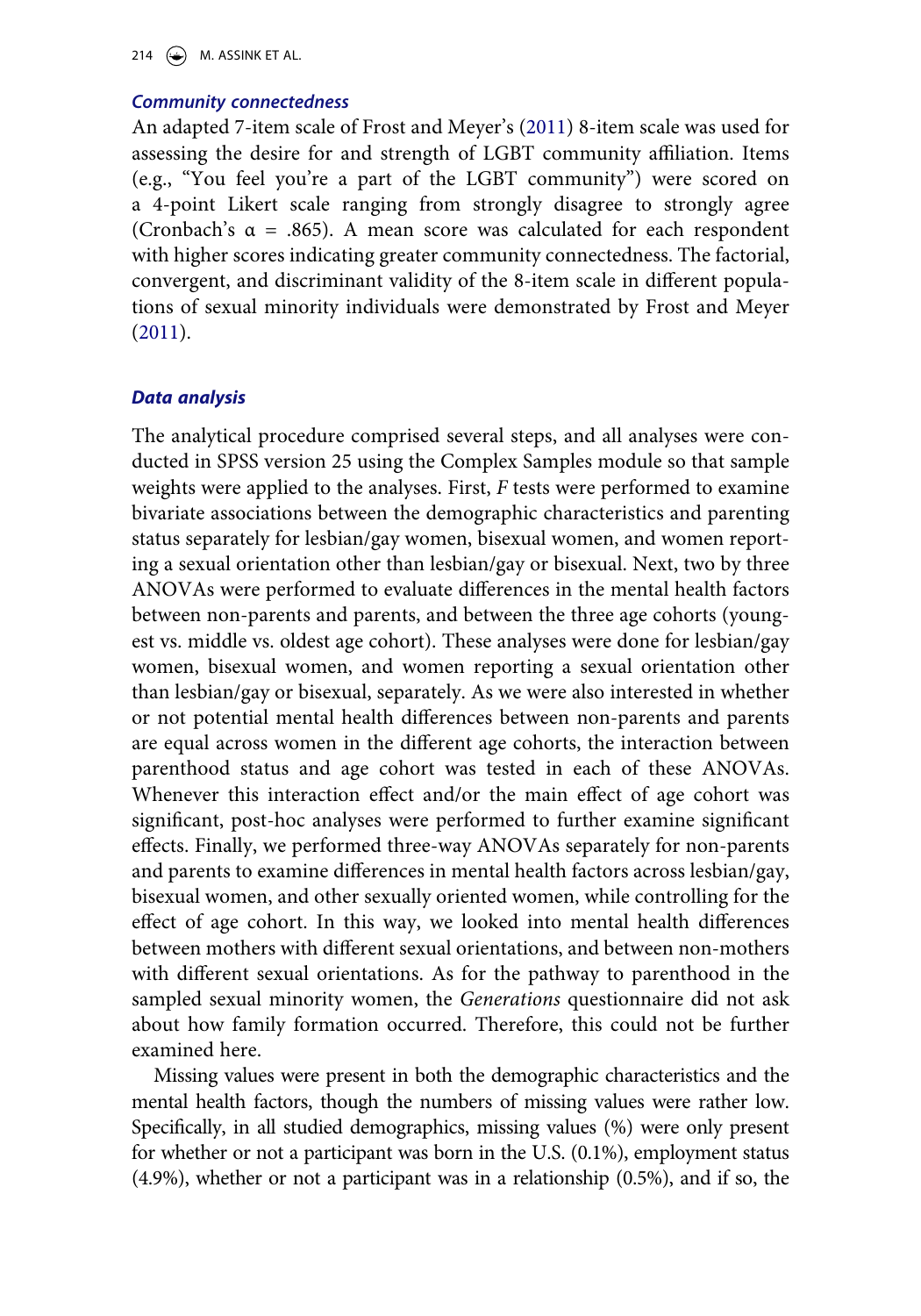### *Community connectedness*

An adapted 7-item scale of Frost and Meyer's (2011) 8-item scale was used for assessing the desire for and strength of LGBT community affiliation. Items (e.g., "You feel you're a part of the LGBT community") were scored on a 4-point Likert scale ranging from strongly disagree to strongly agree (Cronbach's α = .865). A mean score was calculated for each respondent with higher scores indicating greater community connectedness. The factorial, convergent, and discriminant validity of the 8-item scale in different populations of sexual minority individuals were demonstrated by Frost and Meyer (2011).

### *Data analysis*

The analytical procedure comprised several steps, and all analyses were conducted in SPSS version 25 using the Complex Samples module so that sample weights were applied to the analyses. First, *F* tests were performed to examine bivariate associations between the demographic characteristics and parenting status separately for lesbian/gay women, bisexual women, and women reporting a sexual orientation other than lesbian/gay or bisexual. Next, two by three ANOVAs were performed to evaluate differences in the mental health factors between non-parents and parents, and between the three age cohorts (youngest vs. middle vs. oldest age cohort). These analyses were done for lesbian/gay women, bisexual women, and women reporting a sexual orientation other than lesbian/gay or bisexual, separately. As we were also interested in whether or not potential mental health differences between non-parents and parents are equal across women in the different age cohorts, the interaction between parenthood status and age cohort was tested in each of these ANOVAs. Whenever this interaction effect and/or the main effect of age cohort was significant, post-hoc analyses were performed to further examine significant effects. Finally, we performed three-way ANOVAs separately for non-parents and parents to examine differences in mental health factors across lesbian/gay, bisexual women, and other sexually oriented women, while controlling for the effect of age cohort. In this way, we looked into mental health differences between mothers with different sexual orientations, and between non-mothers with different sexual orientations. As for the pathway to parenthood in the sampled sexual minority women, the *Generations* questionnaire did not ask about how family formation occurred. Therefore, this could not be further examined here.

Missing values were present in both the demographic characteristics and the mental health factors, though the numbers of missing values were rather low. Specifically, in all studied demographics, missing values (%) were only present for whether or not a participant was born in the U.S. (0.1%), employment status (4.9%), whether or not a participant was in a relationship (0.5%), and if so, the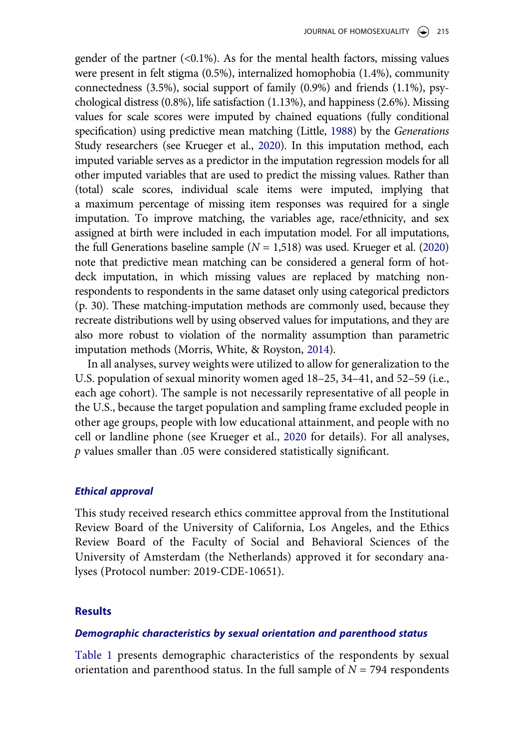gender of the partner (<0.1%). As for the mental health factors, missing values were present in felt stigma (0.5%), internalized homophobia (1.4%), community connectedness (3.5%), social support of family (0.9%) and friends (1.1%), psychological distress (0.8%), life satisfaction (1.13%), and happiness (2.6%). Missing values for scale scores were imputed by chained equations (fully conditional specification) using predictive mean matching (Little, 1988) by the *Generations* Study researchers (see Krueger et al., 2020). In this imputation method, each imputed variable serves as a predictor in the imputation regression models for all other imputed variables that are used to predict the missing values. Rather than (total) scale scores, individual scale items were imputed, implying that a maximum percentage of missing item responses was required for a single imputation. To improve matching, the variables age, race/ethnicity, and sex assigned at birth were included in each imputation model. For all imputations, the full Generations baseline sample ($N$ = 1,518) was used. Krueger et al. (2020) note that predictive mean matching can be considered a general form of hot-deck imputation, in which missing values are replaced by matching non-respondents to respondents in the same dataset only using categorical predictors (p. 30). These matching-imputation methods are commonly used, because they recreate distributions well by using observed values for imputations, and they are also more robust to violation of the normality assumption than parametric imputation methods (Morris, White, & Royston, 2014).

In all analyses, survey weights were utilized to allow for generalization to the U.S. population of sexual minority women aged 18–25, 34–41, and 52–59 (i.e., each age cohort). The sample is not necessarily representative of all people in the U.S., because the target population and sampling frame excluded people in other age groups, people with low educational attainment, and people with no cell or landline phone (see Krueger et al., 2020 for details). For all analyses, $p$ values smaller than .05 were considered statistically significant.

### *Ethical approval*

This study received research ethics committee approval from the Institutional Review Board of the University of California, Los Angeles, and the Ethics Review Board of the Faculty of Social and Behavioral Sciences of the University of Amsterdam (the Netherlands) approved it for secondary analyses (Protocol number: 2019-CDE-10651).

## Results

### *Demographic characteristics by sexual orientation and parenthood status*

Table 1 presents demographic characteristics of the respondents by sexual orientation and parenthood status. In the full sample of $N$ = 794 respondents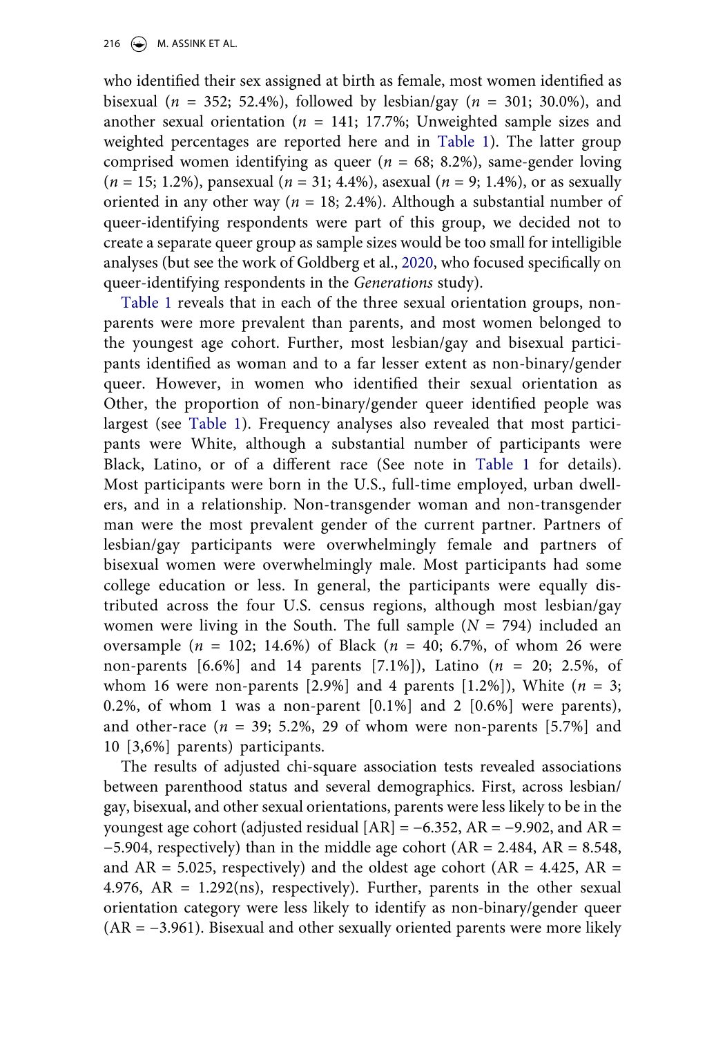who identified their sex assigned at birth as female, most women identified as bisexual ($n$ = 352; 52.4%), followed by lesbian/gay ($n$ = 301; 30.0%), and another sexual orientation ($n$ = 141; 17.7%; Unweighted sample sizes and weighted percentages are reported here and in Table 1). The latter group comprised women identifying as queer ($n$ = 68; 8.2%), same-gender loving ($n$ = 15; 1.2%), pansexual ($n$ = 31; 4.4%), asexual ($n$ = 9; 1.4%), or as sexually oriented in any other way ($n$ = 18; 2.4%). Although a substantial number of queer-identifying respondents were part of this group, we decided not to create a separate queer group as sample sizes would be too small for intelligible analyses (but see the work of Goldberg et al., 2020, who focused specifically on queer-identifying respondents in the *Generations* study).

Table 1 reveals that in each of the three sexual orientation groups, non-parents were more prevalent than parents, and most women belonged to the youngest age cohort. Further, most lesbian/gay and bisexual participants identified as woman and to a far lesser extent as non-binary/gender queer. However, in women who identified their sexual orientation as Other, the proportion of non-binary/gender queer identified people was largest (see Table 1). Frequency analyses also revealed that most participants were White, although a substantial number of participants were Black, Latino, or of a different race (See note in Table 1 for details). Most participants were born in the U.S., full-time employed, urban dwellers, and in a relationship. Non-transgender woman and non-transgender man were the most prevalent gender of the current partner. Partners of lesbian/gay participants were overwhelmingly female and partners of bisexual women were overwhelmingly male. Most participants had some college education or less. In general, the participants were equally distributed across the four U.S. census regions, although most lesbian/gay women were living in the South. The full sample ($N$ = 794) included an oversample ($n$ = 102; 14.6%) of Black ($n$ = 40; 6.7%, of whom 26 were non-parents [6.6%] and 14 parents [7.1%]), Latino ($n$ = 20; 2.5%, of whom 16 were non-parents [2.9%] and 4 parents [1.2%]), White ($n$ = 3; 0.2%, of whom 1 was a non-parent [0.1%] and 2 [0.6%] were parents), and other-race ($n$ = 39; 5.2%, 29 of whom were non-parents [5.7%] and 10 [3,6%] parents) participants.

The results of adjusted chi-square association tests revealed associations between parenthood status and several demographics. First, across lesbian/gay, bisexual, and other sexual orientations, parents were less likely to be in the youngest age cohort (adjusted residual [AR] = −6.352, AR = −9.902, and AR = −5.904, respectively) than in the middle age cohort (AR = 2.484, AR = 8.548, and AR = 5.025, respectively) and the oldest age cohort (AR = 4.425, AR = 4.976, AR = 1.292(ns), respectively). Further, parents in the other sexual orientation category were less likely to identify as non-binary/gender queer (AR = −3.961). Bisexual and other sexually oriented parents were more likely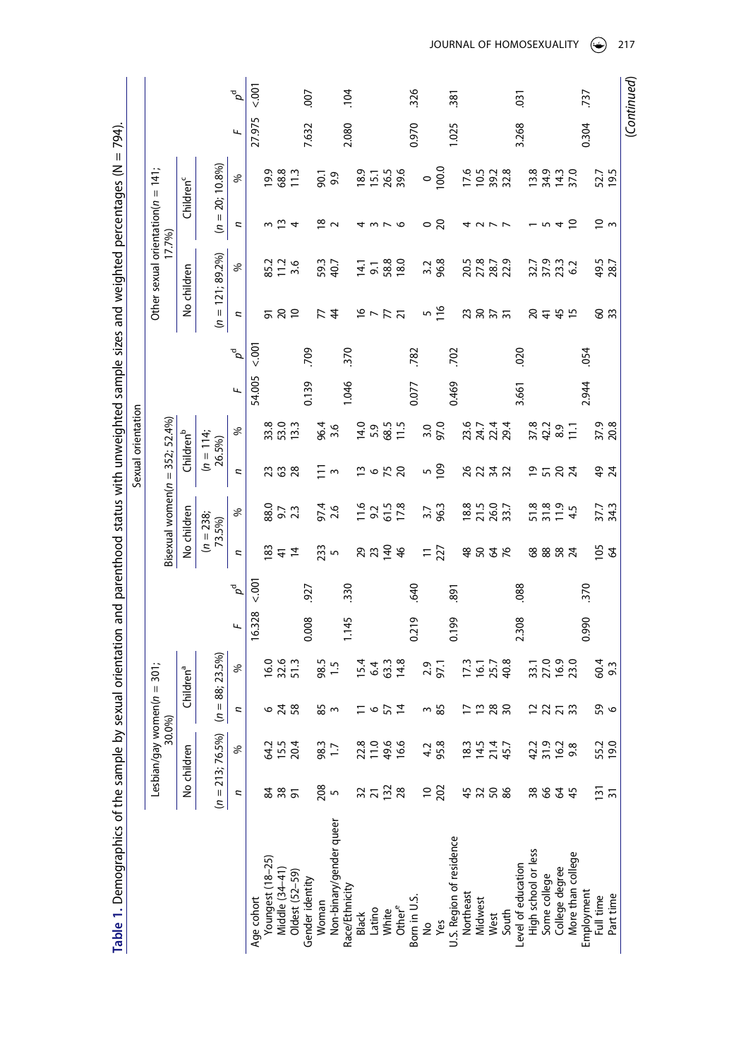**Table 1.** Demographics of the sample by sexual orientation and parenthood status with unweighted sample sizes and weighted percentages (N = 794).

| | Sexual orientation | | | | | | | | | | | | | | | | | |
|---|---|---|---|---|---|---|---|---|---|---|---|---|---|---|---|---|---|---|
| | Lesbian/gay women(n = 301; 30.0%) | | | | | | Bisexual women(n = 352; 52.4%) | | | | | | Other sexual orientation(n = 141; 17.7%) | | | | | |
| | No children | | Children[a] | | | | No children | | Children[b] | | | | No children | | Children[c] | | | |
| | (n = 213; 76.5%) | | (n = 88; 23.5%) | | | | (n = 238; 73.5%) | | (n = 114; 26.5%) | | | | (n = 121; 89.2%) | | (n = 20; 10.8%) | | | |
| | n | % | n | % | F | p[d] | n | % | n | % | F | p[d] | n | % | n | % | F | p[d] |
| Age cohort | | | | | 16.328 | <.001 | | | | | 54.005 | <.001 | | | | | 27.975 | <.001 |
| Youngest (18–25) | 84 | 64.2 | 6 | 16.0 | | | 183 | 88.0 | 23 | 33.8 | | | 91 | 85.2 | 3 | 19.9 | | |
| Middle (34–41) | 38 | 15.5 | 24 | 32.6 | | | 41 | 9.7 | 63 | 53.0 | | | 20 | 11.2 | 13 | 68.8 | | |
| Oldest (52–59) | 91 | 20.4 | 58 | 51.3 | | | 14 | 2.3 | 28 | 13.3 | | | 10 | 3.6 | 4 | 11.3 | | |
| Gender identity | | | | | 0.008 | .927 | | | | | 0.139 | .709 | | | | | 7.632 | .007 |
| Woman | 208 | 98.3 | 85 | 98.5 | | | 233 | 97.4 | 111 | 96.4 | | | 77 | 59.3 | 18 | 90.1 | | |
| Non-binary/gender queer | 5 | 1.7 | 3 | 1.5 | | | 5 | 2.6 | 3 | 3.6 | | | 44 | 40.7 | 2 | 9.9 | | |
| Race/Ethnicity | | | | | 1.145 | .330 | | | | | 1.046 | .370 | | | | | 2.080 | .104 |
| Black | 32 | 22.8 | 11 | 15.4 | | | 29 | 11.6 | 13 | 14.0 | | | 16 | 14.1 | 4 | 18.9 | | |
| Latino | 21 | 11.0 | 6 | 6.4 | | | 23 | 9.2 | 6 | 5.9 | | | 7 | 9.1 | 3 | 15.1 | | |
| White | 132 | 49.6 | 57 | 63.3 | | | 140 | 61.5 | 75 | 68.5 | | | 77 | 58.8 | 7 | 26.5 | | |
| Other[e] | 28 | 16.6 | 14 | 14.8 | | | 46 | 17.8 | 20 | 11.5 | | | 21 | 18.0 | 6 | 39.6 | | |
| Born in U.S. | | | | | 0.219 | .640 | | | | | 0.077 | .782 | | | | | 0.970 | .326 |
| No | 10 | 4.2 | 3 | 2.9 | | | 11 | 3.7 | 5 | 3.0 | | | 5 | 3.2 | 0 | 0 | | |
| Yes | 202 | 95.8 | 85 | 97.1 | | | 227 | 96.3 | 109 | 97.0 | | | 116 | 96.8 | 20 | 100.0 | | |
| U.S. Region of residence | | | | | 0.199 | .891 | | | | | 0.469 | .702 | | | | | 1.025 | .381 |
| Northeast | 45 | 18.3 | 17 | 17.3 | | | 48 | 18.8 | 26 | 23.6 | | | 23 | 20.5 | 4 | 17.6 | | |
| Midwest | 32 | 14.5 | 13 | 16.1 | | | 50 | 21.5 | 22 | 24.7 | | | 30 | 27.8 | 2 | 10.5 | | |
| West | 50 | 21.4 | 28 | 25.7 | | | 64 | 26.0 | 34 | 22.4 | | | 37 | 28.7 | 7 | 39.2 | | |
| South | 86 | 45.7 | 30 | 40.8 | | | 76 | 33.7 | 32 | 29.4 | | | 31 | 22.9 | 7 | 32.8 | | |
| Level of education | | | | | 2.308 | .088 | | | | | 3.661 | .020 | | | | | 3.268 | .031 |
| High school or less | 38 | 42.2 | 12 | 33.1 | | | 68 | 51.8 | 19 | 37.8 | | | 20 | 32.7 | 1 | 13.8 | | |
| Some college | 66 | 31.9 | 22 | 27.0 | | | 88 | 31.8 | 51 | 42.2 | | | 41 | 37.9 | 5 | 34.9 | | |
| College degree | 64 | 16.2 | 21 | 16.9 | | | 58 | 11.9 | 20 | 8.9 | | | 45 | 23.3 | 4 | 14.3 | | |
| More than college | 45 | 9.8 | 33 | 23.0 | | | 24 | 4.5 | 24 | 11.1 | | | 15 | 6.2 | 10 | 37.0 | | |
| Employment | | | | | 0.990 | .370 | | | | | 2.944 | .054 | | | | | 0.304 | .737 |
| Full time | 131 | 55.2 | 59 | 60.4 | | | 105 | 37.7 | 49 | 37.9 | | | 60 | 49.5 | 10 | 52.7 | | |
| Part time | 31 | 19.0 | 6 | 9.3 | | | 64 | 34.3 | 24 | 20.8 | | | 33 | 28.7 | 3 | 19.5 | | |

(Continued)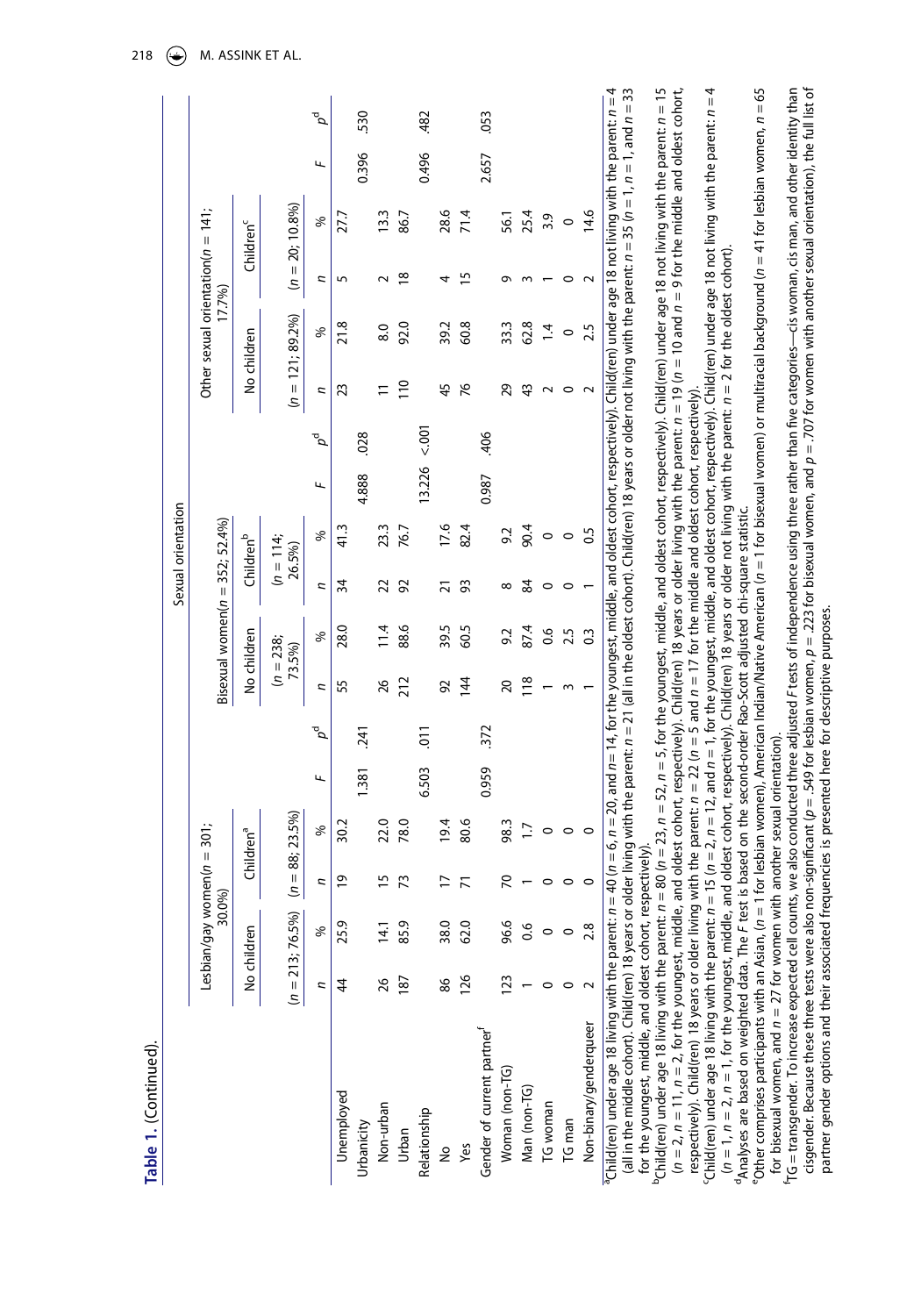**Table 1.** (Continued).

| | Sexual orientation | | | | | | | | | | | | | | | | | | | | | | | |
|---|---|---|---|---|---|---|---|---|---|---|---|---|---|---|---|---|---|---|---|---|---|---|---|---|
| | Lesbian/gay women(n = 301; 30.0%) | | | | | | Bisexual women(n = 352; 52.4%) | | | | | | Other sexual orientation(n = 141; 17.7%) | | | | | |
| | No children | | Children[a] | | | | No children | | Children[b] | | | | No children | | Children[c] | | | |
| | (n = 213; 76.5%) | | (n = 88; 23.5%) | | | | (n = 238; 73.5%) | | (n = 114; 26.5%) | | | | (n = 121; 89.2%) | | (n = 20; 10.8%) | | | |
| | n | % | n | % | F | p[d] | n | % | n | % | F | p[d] | n | % | n | % | F | p[d] |
| Unemployed | 44 | 25.9 | 19 | 30.2 | | | 55 | 28.0 | 34 | 41.3 | | | 23 | 21.8 | 5 | 27.7 | | |
| Urbanicity | | | | | 1.381 | .241 | | | | | 4.888 | .028 | | | | | 0.396 | .530 |
| Non-urban | 26 | 14.1 | 15 | 22.0 | | | 26 | 11.4 | 22 | 23.3 | | | 11 | 8.0 | 2 | 13.3 | | |
| Urban | 187 | 85.9 | 73 | 78.0 | | | 212 | 88.6 | 92 | 76.7 | | | 110 | 92.0 | 18 | 86.7 | | |
| Relationship | | | | | 6.503 | .011 | | | | | 13.226 | <.001 | | | | | 0.496 | .482 |
| No | 86 | 38.0 | 17 | 19.4 | | | 92 | 39.5 | 21 | 17.6 | | | 45 | 39.2 | 4 | 28.6 | | |
| Yes | 126 | 62.0 | 71 | 80.6 | | | 144 | 60.5 | 93 | 82.4 | | | 76 | 60.8 | 15 | 71.4 | | |
| Gender of current partner[f] | | | | | 0.959 | .372 | | | | | 0.987 | .406 | | | | | 2.657 | .053 |
| Woman (non-TG) | 123 | 96.6 | 70 | 98.3 | | | 20 | 9.2 | 8 | 9.2 | | | 29 | 33.3 | 9 | 56.1 | | |
| Man (non-TG) | 1 | 0.6 | 1 | 1.7 | | | 118 | 87.4 | 84 | 90.4 | | | 43 | 62.8 | 3 | 25.4 | | |
| TG woman | 0 | 0 | 0 | 0 | | | 1 | 0.6 | 0 | 0 | | | 2 | 1.4 | 1 | 3.9 | | |
| TG man | 0 | 0 | 0 | 0 | | | 3 | 2.5 | 0 | 0 | | | 0 | 0 | 0 | 0 | | |
| Non-binary/genderqueer | 2 | 2.8 | 0 | 0 | | | 1 | 0.3 | 1 | 0.5 | | | 2 | 2.5 | 2 | 14.6 | | |

[a]Child(ren) under age 18 living with the parent: n = 40 (n = 6, n = 20, and n = 14, for the youngest, middle, and oldest cohort, respectively). Child(ren) under age 18 not living with the parent: n = 4 (all in the middle cohort). Child(ren) 18 years or older living with the parent: n = 21 (all in the oldest cohort). Child(ren) 18 years or older not living with the parent: n = 35 (n = 1, n = 1, and n = 33 for the youngest, middle, and oldest cohort, respectively).
[b]Child(ren) under age 18 living with the parent: n = 80 (n = 23, n = 52, n = 5, for the youngest, middle, and oldest cohort, respectively). Child(ren) under age 18 not living with the parent: n = 15 (n = 2, n = 11, n = 2, for the youngest, middle, and oldest cohort, respectively). Child(ren) 18 years or older living with the parent: n = 19 (n = 10 and n = 9 for the middle and oldest cohort, respectively). Child(ren) 18 years or older living with the parent: n = 22 (n = 5 and n = 17 for the middle and oldest cohort, respectively).
[c]Child(ren) under age 18 living with the parent: n = 15 (n = 2, n = 12, and n = 1, for the youngest, middle, and oldest cohort, respectively). Child(ren) under age 18 not living with the parent: n = 4 (n = 1, n = 2, n = 1, for the youngest, middle, and oldest cohort, respectively). Child(ren) 18 years or older not living with the parent: n = 2 for the oldest cohort).
[d]Analyses are based on weighted data. The F test is based on the second-order Rao-Scott adjusted chi-square statistic.
[e]Other comprises participants with an Asian, (n = 1 for lesbian women), American Indian/Native American (n = 1 for bisexual women) or multiracial background (n = 41 for lesbian women, n = 65 for bisexual women, and n = 27 for women with another sexual orientation).
[f]TG = transgender. To increase expected cell counts, we also conducted three adjusted F tests of independence using three rather than five categories—cis woman, cis man, and other identity than cisgender. Because these three tests were also non-significant (p = .549 for lesbian women, p = .223 for bisexual women, and p = .707 for women with another sexual orientation), the full list of partner gender options and their associated frequencies is presented here for descriptive purposes.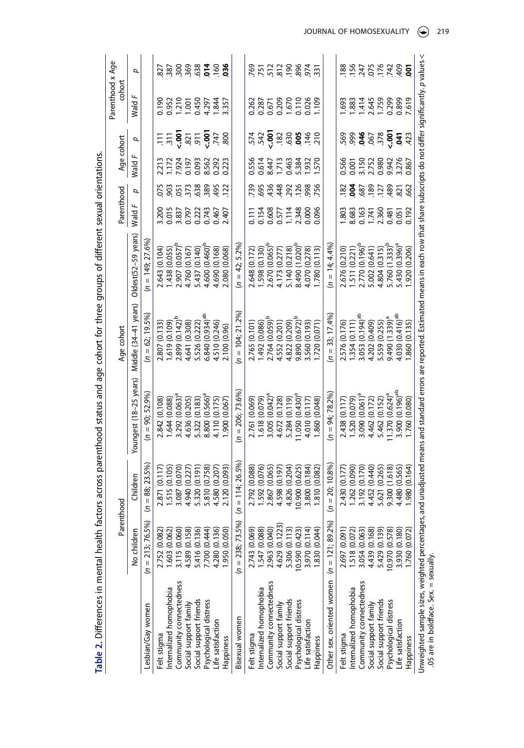**Table 2.** Differences in mental health factors across parenthood status and age cohort for three groups of different sexual orientations.

| | Parenthood | | Age cohort | | | Parenthood | | Age cohort | | Parenthood x Age cohort | |
|---|---|---|---|---|---|---|---|---|---|---|---|
| | No children | Children | Youngest (18–25 years) | Middle (34–41 years) | Oldest(52–59 years) | Wald *F* | *p* | Wald *F* | *p* | Wald *F* | *p* |
| Lesbian/Gay women | (*n* = 213; 76.5%) | (*n* = 88; 23.5%) | (*n* = 90; 52.9%) | (*n* = 62; 19.5%) | (*n* = 149; 27.6%) | | | | | | |
| Felt stigma | 2.752 (0.082) | 2.871 (0.117) | 2.842 (0.108) | 2.807 (0.133) | 2.643 (0.104) | 3.200 | .075 | 2.213 | .111 | 0.190 | .827 |
| Internalized homophobia | 1.603 (0.062) | 1.515 (0.105) | 1.644 (0.088) | 1.619 (0.109) | 1.438 (0.055) | 0.015 | .903 | 1.172 | .311 | 0.952 | .387 |
| Community connectedness | 3.115 (0.060) | 3.087 (0.070) | 3.292 (0.063)[a] | 2.899 (0.142)[b] | 2.907 (0.057)[b] | 3.837 | .051 | 7.924 | **<.001** | 1.210 | .300 |
| Social support family | 4.589 (0.158) | 4.940 (0.227) | 4.636 (0.205) | 4.641 (0.308) | 4.760 (0.167) | 0.797 | .373 | 0.197 | .821 | 1.001 | .369 |
| Social support friends | 5.416 (0.136) | 5.320 (0.191) | 5.322 (0.183) | 5.526 (0.222) | 5.437 (0.140) | 0.222 | .638 | 0.093 | .911 | 0.450 | .638 |
| Psychological distress | 7.700 (0.444) | 5.810 (0.758) | 8.800 (0.566)[a] | 6.840 (0.934)[ab] | 4.600 (0.460)[b] | 0.743 | .389 | 8.562 | **<.001** | 4.297 | **.014** |
| Life satisfaction | 4.280 (0.136) | 4.580 (0.207) | 4.110 (0.175) | 4.510 (0.246) | 4.690 (0.168) | 0.467 | .495 | 0.292 | .747 | 1.844 | .160 |
| Happiness | 1.950 (0.050) | 2.120 (0.093) | 1.900 (0.067) | 2.100 (0.96) | 2.080 (0.068) | 2.407 | .122 | 0.223 | .800 | 3.357 | **.036** |
| Bisexual women | (*n* = 238; 73.5%) | (*n* = 114; 26.5%) | (*n* = 206; 73.6%) | (*n* = 104; 21.2%) | (*n* = 42; 5.2%) | | | | | | |
| Felt stigma | 2.743 (0.069) | 2.792 (0.088) | 2.761 (0.069) | 2.765 (0.101) | 2.648 (0.172) | 0.111 | .739 | 0.556 | .574 | 0.262 | .769 |
| Internalized homophobia | 1.547 (0.088) | 1.592 (0.076) | 1.618 (0.079) | 1.492 (0.086) | 1.598 (0.130) | 0.154 | .695 | 0.614 | .542 | 0.287 | .751 |
| Community connectedness | 2.963 (0.040) | 2.867 (0.065) | 3.005 (0.042)[a] | 2.764 (0.059)[b] | 2.670 (0.065)[b] | 0.608 | .436 | 8.447 | **<.001** | 0.671 | .512 |
| Social support family | 4.629 (0.1223) | 4.598 (0.197) | 4.672 (0.128) | 4.552 (0.201) | 4.173 (0.277) | 0.577 | .448 | 1.713 | .182 | 0.209 | .812 |
| Social support friends | 5.306 (0.113) | 4.826 (0.204) | 5.284 (0.119) | 4.822 (0.209) | 5.140 (0.218) | 1.114 | .292 | 0.463 | .630 | 1.670 | .190 |
| Psychological distress | 10.590 (0.423) | 10.900 (0.625) | 11.050 (0.430)[a] | 9.890 (0.672)[b] | 8.490 (1.020)[b] | 2.348 | .126 | 5.384 | **.005** | 0.110 | .896 |
| Life satisfaction | 3.970 (0.114) | 3.800 (0.184) | 4.010 (0.117) | 3.560 (0.193) | 4.070 (0.278) | 0.000 | .998 | 1.932 | .146 | 0.026 | .974 |
| Happiness | 1.830 (0.044) | 1.810 (0.082) | 1.860 (0.048) | 1.720 (0.071) | 1.780 (0.113) | 0.096 | .756 | 1.570 | .210 | 1.109 | .331 |
| Other sex. oriented women | (*n* = 121; 89.2%) | (*n* = 20; 10.8%) | (*n* = 94; 78.2%) | (*n* = 33; 17.4%) | (*n* = 14; 4.4%) | | | | | | |
| Felt stigma | 2.697 (0.091) | 2.430 (0.177) | 2.438 (0.117) | 2.576 (0.176) | 2.676 (0.210) | 1.803 | .182 | 0.566 | .569 | 1.693 | .188 |
| Internalized homophobia | 1.518 (0.072) | 1.262 (0.090) | 1.520 (0.079) | 1.354 (0.111) | 1.511 (0.221) | 8.683 | **.004** | 0.001 | .999 | 1.883 | .156 |
| Community connectedness | 3.054 (0.063) | 3.192 (0.170) | 3.090 (0.061)[a] | 3.053 (0.194)[ab] | 2.770 (0.196)[b] | 0.163 | .687 | 3.150 | **.046** | 1.414 | .247 |
| Social support family | 4.439 (0.168) | 4.452 (0.440) | 4.462 (0.172) | 4.202 (0.409) | 5.002 (0.641) | 1.741 | .189 | 2.752 | .067 | 2.645 | .075 |
| Social support friends | 5.429 (0.139) | 5.621 (0.265) | 5.462 (0.152) | 5.559 (0.255) | 4.804 (0.315) | 2.360 | .127 | 0.980 | .378 | 1.759 | .176 |
| Psychological distress | 10.970 (0.578) | 9.300 (1.618) | 11.370 (0.624)[a] | 9.490 (1.339)[a] | 5.760 (1.333)[b] | 0.481 | .489 | 9.942 | **<.001** | 0.299 | .742 |
| Life satisfaction | 3.930 (0.180) | 4.480 (0.565) | 3.900 (0.196)[ab] | 4.030 (0.416)[ab] | 5.430 (0.396)[a] | 0.051 | .821 | 3.276 | **.041** | 0.899 | .409 |
| Happiness | 1.760 (0.072) | 1.980 (0.164) | 1.760 (0.080) | 1.860 (0.135) | 1.920 (0.206) | 0.192 | .662 | 0.867 | .423 | 7.619 | **.001** |

Unweighted sample sizes, weighted percentages, and unadjusted means and standard errors are reported. Estimated means in each row that share subscripts do not differ significantly. *p* values < .05 are in boldface. Sex. = sexually.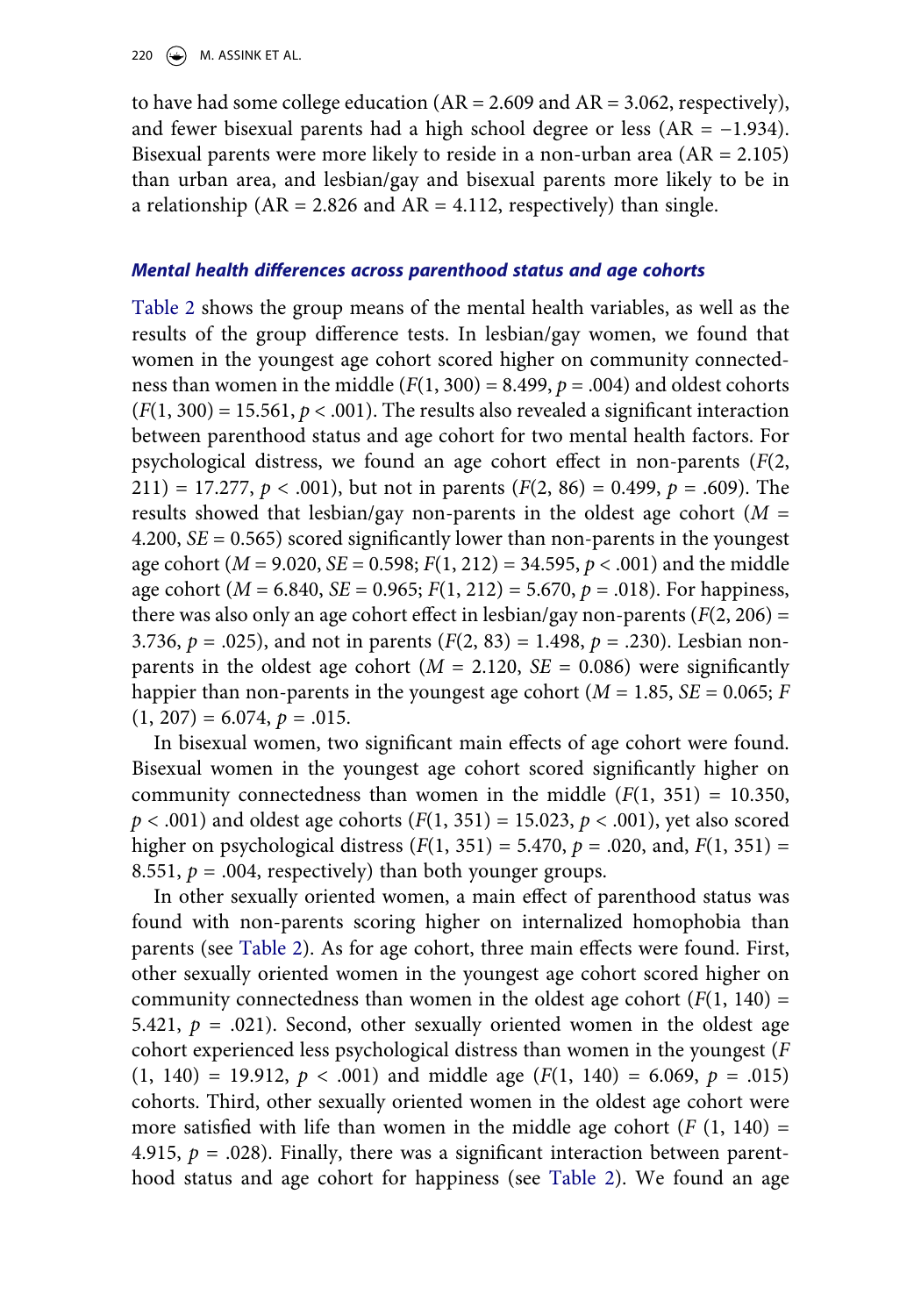to have had some college education (AR = 2.609 and AR = 3.062, respectively), and fewer bisexual parents had a high school degree or less (AR = −1.934). Bisexual parents were more likely to reside in a non-urban area (AR = 2.105) than urban area, and lesbian/gay and bisexual parents more likely to be in a relationship (AR = 2.826 and AR = 4.112, respectively) than single.

### *Mental health differences across parenthood status and age cohorts*

Table 2 shows the group means of the mental health variables, as well as the results of the group difference tests. In lesbian/gay women, we found that women in the youngest age cohort scored higher on community connectedness than women in the middle ($F(1, 300) = 8.499$, $p = .004$) and oldest cohorts ($F(1, 300) = 15.561$, $p < .001$). The results also revealed a significant interaction between parenthood status and age cohort for two mental health factors. For psychological distress, we found an age cohort effect in non-parents ($F(2, 211) = 17.277$, $p < .001$), but not in parents ($F(2, 86) = 0.499$, $p = .609$). The results showed that lesbian/gay non-parents in the oldest age cohort ($M = 4.200$, $SE = 0.565$) scored significantly lower than non-parents in the youngest age cohort ($M = 9.020$, $SE = 0.598$; $F(1, 212) = 34.595$, $p < .001$) and the middle age cohort ($M = 6.840$, $SE = 0.965$; $F(1, 212) = 5.670$, $p = .018$). For happiness, there was also only an age cohort effect in lesbian/gay non-parents ($F(2, 206) = 3.736$, $p = .025$), and not in parents ($F(2, 83) = 1.498$, $p = .230$). Lesbian non-parents in the oldest age cohort ($M = 2.120$, $SE = 0.086$) were significantly happier than non-parents in the youngest age cohort ($M = 1.85$, $SE = 0.065$; $F(1, 207) = 6.074$, $p = .015$.

In bisexual women, two significant main effects of age cohort were found. Bisexual women in the youngest age cohort scored significantly higher on community connectedness than women in the middle ($F(1, 351) = 10.350$, $p < .001$) and oldest age cohorts ($F(1, 351) = 15.023$, $p < .001$), yet also scored higher on psychological distress ($F(1, 351) = 5.470$, $p = .020$, and, $F(1, 351) = 8.551$, $p = .004$, respectively) than both younger groups.

In other sexually oriented women, a main effect of parenthood status was found with non-parents scoring higher on internalized homophobia than parents (see Table 2). As for age cohort, three main effects were found. First, other sexually oriented women in the youngest age cohort scored higher on community connectedness than women in the oldest age cohort ($F(1, 140) = 5.421$, $p = .021$). Second, other sexually oriented women in the oldest age cohort experienced less psychological distress than women in the youngest ($F(1, 140) = 19.912$, $p < .001$) and middle age ($F(1, 140) = 6.069$, $p = .015$) cohorts. Third, other sexually oriented women in the oldest age cohort were more satisfied with life than women in the middle age cohort ($F(1, 140) = 4.915$, $p = .028$). Finally, there was a significant interaction between parenthood status and age cohort for happiness (see Table 2). We found an age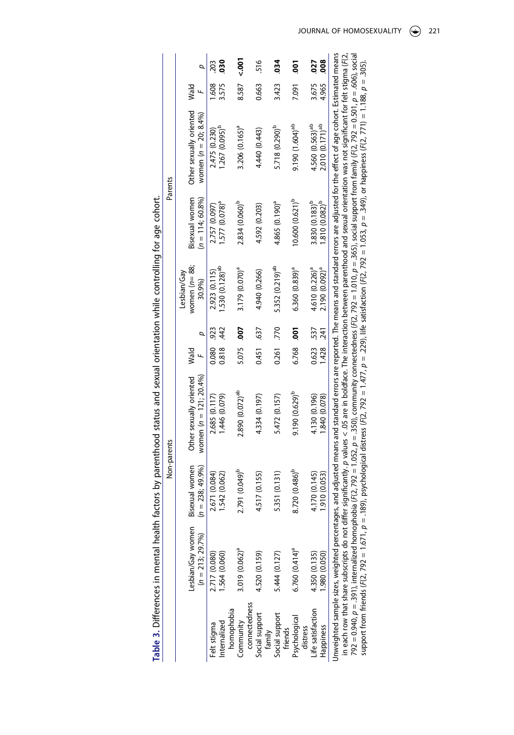**Table 3.** Differences in mental health factors by parenthood status and sexual orientation while controlling for age cohort.

| | Non-parents | | | | | Parents | | | | |
|---|---|---|---|---|---|---|---|---|---|---|
| | Lesbian/Gay women ($n$ = 213; 29.7%) | Bisexual women ($n$ = 238; 49.9%) | Other sexually oriented women ($n$ = 121; 20.4%) | Wald $F$ | $p$ | Lesbian/Gay women ($n$= 88; 30.9%) | Bisexual women ($n$ = 114; 60.8%) | Other sexually oriented women ($n$ = 20; 8.4%) | Wald $F$ | $p$ |
| Felt stigma | 2.717 (0.080) | 2.671 (0.084) | 2.685 (0.117) | 0.080 | .923 | 2.923 (0.115) | 2.757 (0.097) | 2.475 (0.230) | 1.608 | .203 |
| Internalized homophobia | 1.564 (0.060) | 1.542 (0.062) | 1.446 (0.079) | 0.818 | .442 | 1.530 (0.128)[ab] | 1.577 (0.078)[a] | 1.267 (0.095)[b] | 3.575 | **.030** |
| Community connectedness | 3.019 (0.062)[a] | 2.791 (0.049)[b] | 2.890 (0.072)[ab] | 5.075 | **.007** | 3.179 (0.070)[a] | 2.834 (0.060)[b] | 3.206 (0.165)[a] | 8.587 | **<.001** |
| Social support family | 4.520 (0.159) | 4.517 (0.155) | 4.334 (0.197) | 0.451 | .637 | 4.940 (0.266) | 4.592 (0.203) | 4.440 (0.443) | 0.663 | .516 |
| Social support friends | 5.444 (0.127) | 5.351 (0.131) | 5.472 (0.157) | 0.261 | .770 | 5.352 (0.219)[ab] | 4.865 (0.190)[a] | 5.718 (0.290)[b] | 3.423 | **.034** |
| Psychological distress | 6.760 (0.414)[a] | 8.720 (0.486)[b] | 9.190 (0.629)[b] | 6.768 | **.001** | 6.360 (0.839)[a] | 10.600 (0.621)[b] | 9.190 (1.604)[ab] | 7.091 | **.001** |
| Life satisfaction | 4.350 (0.135) | 4.170 (0.145) | 4.130 (0.196) | 0.623 | .537 | 4.610 (0.226)[a] | 3.830 (0.183)[b] | 4.560 (0.563)[ab] | 3.675 | **.027** |
| Happiness | 1.980 (0.050) | 1.910 (0.053) | 1.840 (0.078) | 1.428 | .241 | 2.190 (0.092)[a] | 1.810 (0.082)[b] | 2.010 (0.171)[ab] | 4.965 | **.008** |

Unweighted sample sizes, weighted percentages, and adjusted means and standard errors are reported. The means and standard errors are adjusted for the effect of age cohort. Estimated means in each row that share subscripts do not differ significantly. $p$ values < .05 are in boldface. The interaction between parenthood and sexual orientation was not significant for felt stigma ($F$(2, 792 = 0.940, $p$ = .391), internalized homophobia ($F$(2, 792 = 1.052, $p$ = .350), community connectedness ($F$(2, 792 = 1.010, $p$ = .365), social support from family ($F$(2, 792 = 0.501, $p$ = .606), social support from friends ($F$(2, 792 = 1.671, $p$ = .189), psychological distress ($F$(2, 792 = 1.477, $p$ = .229), life satisfaction ($F$(2, 792 = 1.053, $p$ = .349), or happiness ($F$(2, 771) = 1.188, $p$ = .305).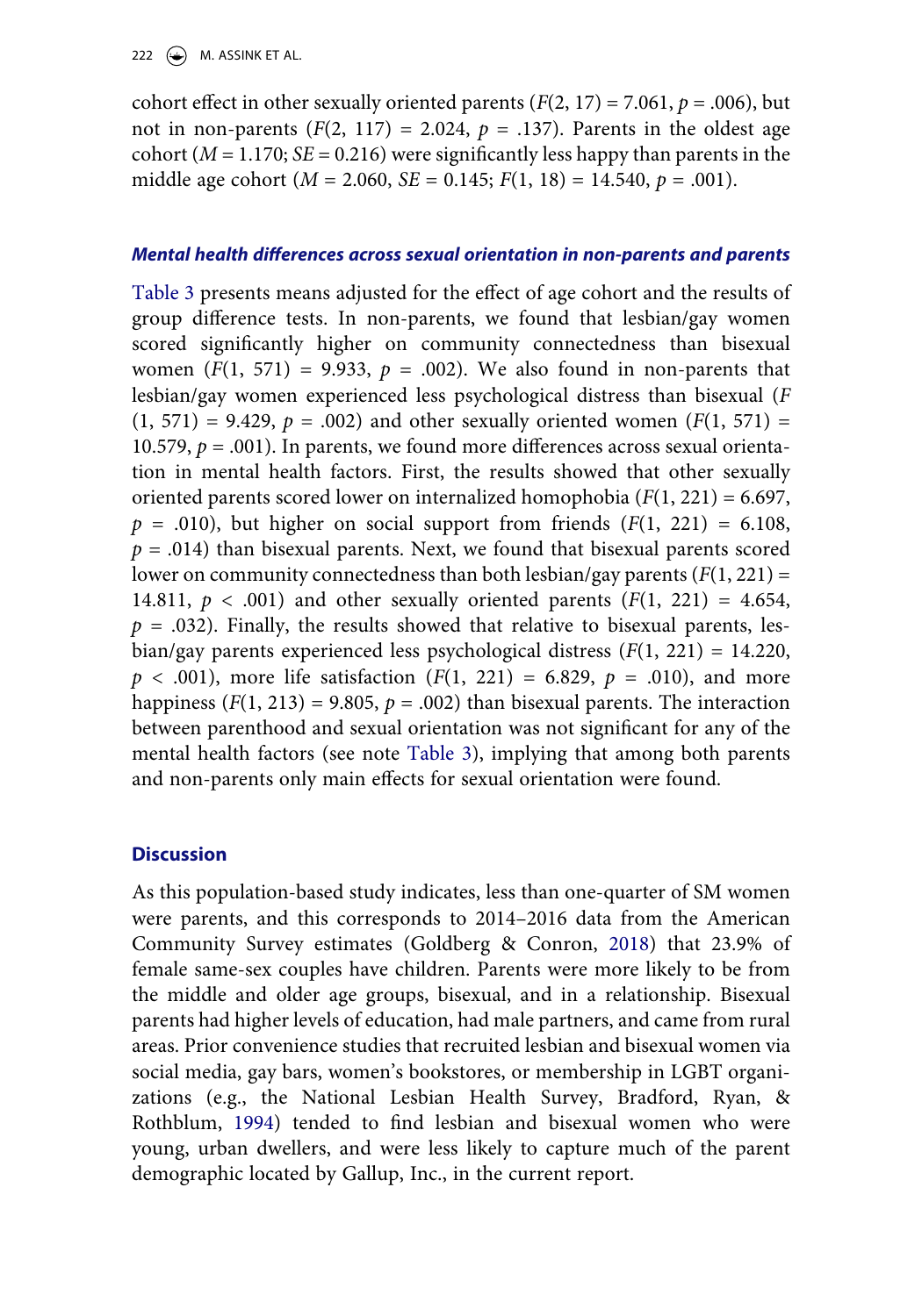cohort effect in other sexually oriented parents ($F(2, 17) = 7.061$, $p = .006$), but not in non-parents ($F(2, 117) = 2.024$, $p = .137$). Parents in the oldest age cohort ($M = 1.170$; $SE = 0.216$) were significantly less happy than parents in the middle age cohort ($M = 2.060$, $SE = 0.145$; $F(1, 18) = 14.540$, $p = .001$).

### *Mental health differences across sexual orientation in non-parents and parents*

Table 3 presents means adjusted for the effect of age cohort and the results of group difference tests. In non-parents, we found that lesbian/gay women scored significantly higher on community connectedness than bisexual women ($F(1, 571) = 9.933$, $p = .002$). We also found in non-parents that lesbian/gay women experienced less psychological distress than bisexual ($F(1, 571) = 9.429$, $p = .002$) and other sexually oriented women ($F(1, 571) = 10.579$, $p = .001$). In parents, we found more differences across sexual orientation in mental health factors. First, the results showed that other sexually oriented parents scored lower on internalized homophobia ($F(1, 221) = 6.697$, $p = .010$), but higher on social support from friends ($F(1, 221) = 6.108$, $p = .014$) than bisexual parents. Next, we found that bisexual parents scored lower on community connectedness than both lesbian/gay parents ($F(1, 221) = 14.811$, $p < .001$) and other sexually oriented parents ($F(1, 221) = 4.654$, $p = .032$). Finally, the results showed that relative to bisexual parents, lesbian/gay parents experienced less psychological distress ($F(1, 221) = 14.220$, $p < .001$), more life satisfaction ($F(1, 221) = 6.829$, $p = .010$), and more happiness ($F(1, 213) = 9.805$, $p = .002$) than bisexual parents. The interaction between parenthood and sexual orientation was not significant for any of the mental health factors (see note Table 3), implying that among both parents and non-parents only main effects for sexual orientation were found.

## Discussion

As this population-based study indicates, less than one-quarter of SM women were parents, and this corresponds to 2014–2016 data from the American Community Survey estimates (Goldberg & Conron, 2018) that 23.9% of female same-sex couples have children. Parents were more likely to be from the middle and older age groups, bisexual, and in a relationship. Bisexual parents had higher levels of education, had male partners, and came from rural areas. Prior convenience studies that recruited lesbian and bisexual women via social media, gay bars, women's bookstores, or membership in LGBT organizations (e.g., the National Lesbian Health Survey, Bradford, Ryan, & Rothblum, 1994) tended to find lesbian and bisexual women who were young, urban dwellers, and were less likely to capture much of the parent demographic located by Gallup, Inc., in the current report.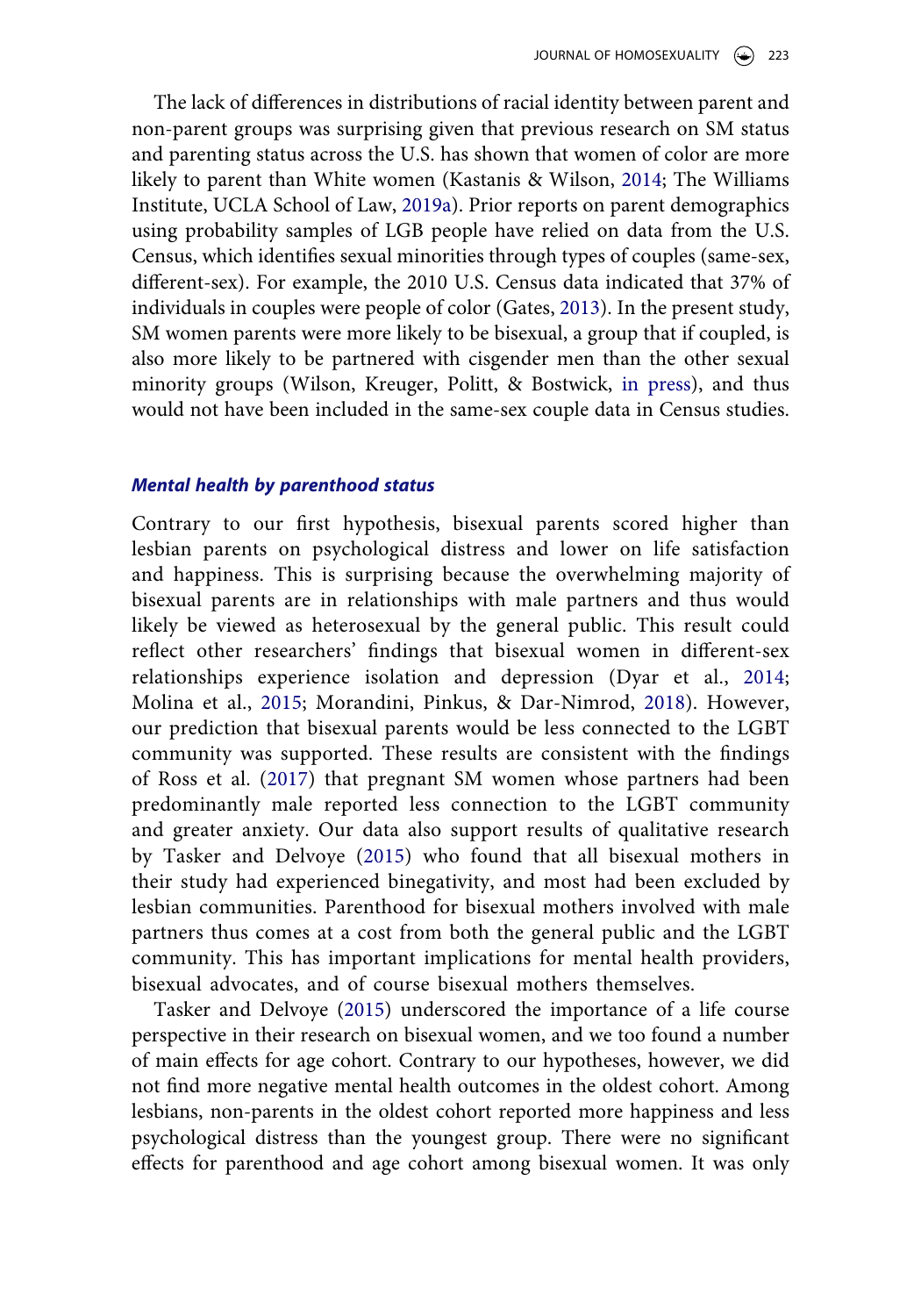The lack of differences in distributions of racial identity between parent and non-parent groups was surprising given that previous research on SM status and parenting status across the U.S. has shown that women of color are more likely to parent than White women (Kastanis & Wilson, 2014; The Williams Institute, UCLA School of Law, 2019a). Prior reports on parent demographics using probability samples of LGB people have relied on data from the U.S. Census, which identifies sexual minorities through types of couples (same-sex, different-sex). For example, the 2010 U.S. Census data indicated that 37% of individuals in couples were people of color (Gates, 2013). In the present study, SM women parents were more likely to be bisexual, a group that if coupled, is also more likely to be partnered with cisgender men than the other sexual minority groups (Wilson, Kreuger, Politt, & Bostwick, in press), and thus would not have been included in the same-sex couple data in Census studies.

### *Mental health by parenthood status*

Contrary to our first hypothesis, bisexual parents scored higher than lesbian parents on psychological distress and lower on life satisfaction and happiness. This is surprising because the overwhelming majority of bisexual parents are in relationships with male partners and thus would likely be viewed as heterosexual by the general public. This result could reflect other researchers' findings that bisexual women in different-sex relationships experience isolation and depression (Dyar et al., 2014; Molina et al., 2015; Morandini, Pinkus, & Dar-Nimrod, 2018). However, our prediction that bisexual parents would be less connected to the LGBT community was supported. These results are consistent with the findings of Ross et al. (2017) that pregnant SM women whose partners had been predominantly male reported less connection to the LGBT community and greater anxiety. Our data also support results of qualitative research by Tasker and Delvoye (2015) who found that all bisexual mothers in their study had experienced binegativity, and most had been excluded by lesbian communities. Parenthood for bisexual mothers involved with male partners thus comes at a cost from both the general public and the LGBT community. This has important implications for mental health providers, bisexual advocates, and of course bisexual mothers themselves.

Tasker and Delvoye (2015) underscored the importance of a life course perspective in their research on bisexual women, and we too found a number of main effects for age cohort. Contrary to our hypotheses, however, we did not find more negative mental health outcomes in the oldest cohort. Among lesbians, non-parents in the oldest cohort reported more happiness and less psychological distress than the youngest group. There were no significant effects for parenthood and age cohort among bisexual women. It was only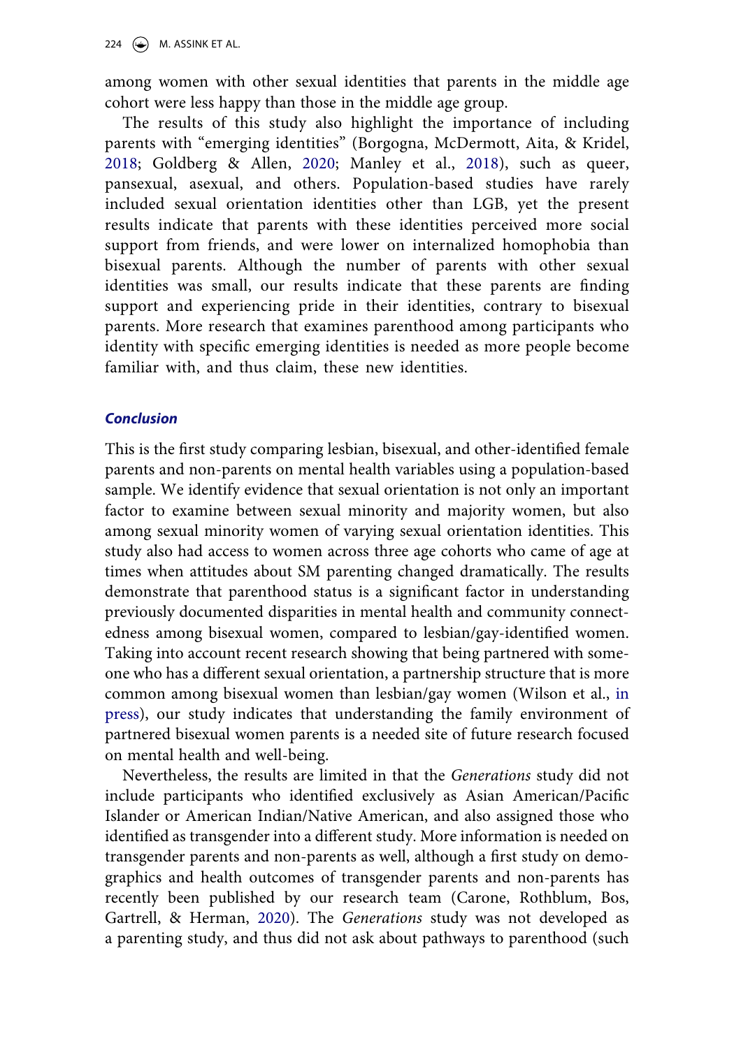among women with other sexual identities that parents in the middle age cohort were less happy than those in the middle age group.

The results of this study also highlight the importance of including parents with "emerging identities" (Borgogna, McDermott, Aita, & Kridel, 2018; Goldberg & Allen, 2020; Manley et al., 2018), such as queer, pansexual, asexual, and others. Population-based studies have rarely included sexual orientation identities other than LGB, yet the present results indicate that parents with these identities perceived more social support from friends, and were lower on internalized homophobia than bisexual parents. Although the number of parents with other sexual identities was small, our results indicate that these parents are finding support and experiencing pride in their identities, contrary to bisexual parents. More research that examines parenthood among participants who identity with specific emerging identities is needed as more people become familiar with, and thus claim, these new identities.

### *Conclusion*

This is the first study comparing lesbian, bisexual, and other-identified female parents and non-parents on mental health variables using a population-based sample. We identify evidence that sexual orientation is not only an important factor to examine between sexual minority and majority women, but also among sexual minority women of varying sexual orientation identities. This study also had access to women across three age cohorts who came of age at times when attitudes about SM parenting changed dramatically. The results demonstrate that parenthood status is a significant factor in understanding previously documented disparities in mental health and community connectedness among bisexual women, compared to lesbian/gay-identified women. Taking into account recent research showing that being partnered with someone who has a different sexual orientation, a partnership structure that is more common among bisexual women than lesbian/gay women (Wilson et al., in press), our study indicates that understanding the family environment of partnered bisexual women parents is a needed site of future research focused on mental health and well-being.

Nevertheless, the results are limited in that the *Generations* study did not include participants who identified exclusively as Asian American/Pacific Islander or American Indian/Native American, and also assigned those who identified as transgender into a different study. More information is needed on transgender parents and non-parents as well, although a first study on demographics and health outcomes of transgender parents and non-parents has recently been published by our research team (Carone, Rothblum, Bos, Gartrell, & Herman, 2020). The *Generations* study was not developed as a parenting study, and thus did not ask about pathways to parenthood (such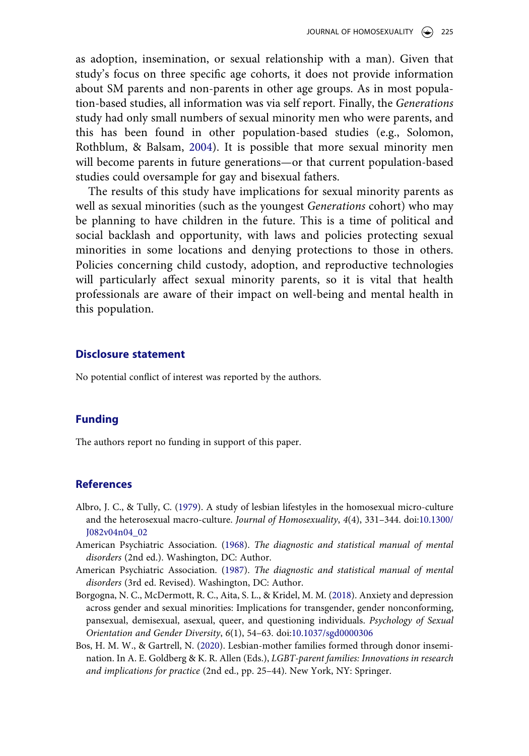as adoption, insemination, or sexual relationship with a man). Given that study's focus on three specific age cohorts, it does not provide information about SM parents and non-parents in other age groups. As in most population-based studies, all information was via self report. Finally, the *Generations* study had only small numbers of sexual minority men who were parents, and this has been found in other population-based studies (e.g., Solomon, Rothblum, & Balsam, 2004). It is possible that more sexual minority men will become parents in future generations—or that current population-based studies could oversample for gay and bisexual fathers.

The results of this study have implications for sexual minority parents as well as sexual minorities (such as the youngest *Generations* cohort) who may be planning to have children in the future. This is a time of political and social backlash and opportunity, with laws and policies protecting sexual minorities in some locations and denying protections to those in others. Policies concerning child custody, adoption, and reproductive technologies will particularly affect sexual minority parents, so it is vital that health professionals are aware of their impact on well-being and mental health in this population.

## Disclosure statement

No potential conflict of interest was reported by the authors.

## Funding

The authors report no funding in support of this paper.

## References

Albro, J. C., & Tully, C. (1979). A study of lesbian lifestyles in the homosexual micro-culture and the heterosexual macro-culture. *Journal of Homosexuality*, *4*(4), 331–344. doi:10.1300/J082v04n04_02

American Psychiatric Association. (1968). *The diagnostic and statistical manual of mental disorders* (2nd ed.). Washington, DC: Author.

American Psychiatric Association. (1987). *The diagnostic and statistical manual of mental disorders* (3rd ed. Revised). Washington, DC: Author.

Borgogna, N. C., McDermott, R. C., Aita, S. L., & Kridel, M. M. (2018). Anxiety and depression across gender and sexual minorities: Implications for transgender, gender nonconforming, pansexual, demisexual, asexual, queer, and questioning individuals. *Psychology of Sexual Orientation and Gender Diversity*, *6*(1), 54–63. doi:10.1037/sgd0000306

Bos, H. M. W., & Gartrell, N. (2020). Lesbian-mother families formed through donor insemination. In A. E. Goldberg & K. R. Allen (Eds.), *LGBT-parent families: Innovations in research and implications for practice* (2nd ed., pp. 25–44). New York, NY: Springer.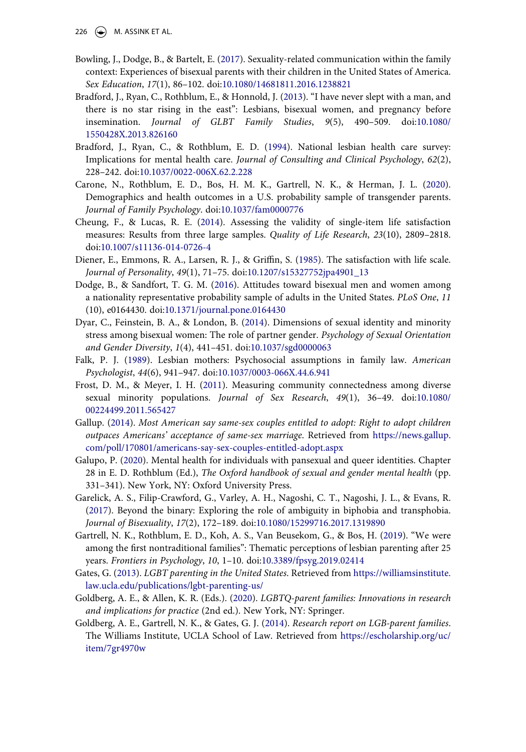Bowling, J., Dodge, B., & Bartelt, E. (2017). Sexuality-related communication within the family context: Experiences of bisexual parents with their children in the United States of America. *Sex Education*, *17*(1), 86–102. doi:10.1080/14681811.2016.1238821

Bradford, J., Ryan, C., Rothblum, E., & Honnold, J. (2013). "I have never slept with a man, and there is no star rising in the east": Lesbians, bisexual women, and pregnancy before insemination. *Journal of GLBT Family Studies*, *9*(5), 490–509. doi:10.1080/1550428X.2013.826160

Bradford, J., Ryan, C., & Rothblum, E. D. (1994). National lesbian health care survey: Implications for mental health care. *Journal of Consulting and Clinical Psychology*, *62*(2), 228–242. doi:10.1037/0022-006X.62.2.228

Carone, N., Rothblum, E. D., Bos, H. M. K., Gartrell, N. K., & Herman, J. L. (2020). Demographics and health outcomes in a U.S. probability sample of transgender parents. *Journal of Family Psychology*. doi:10.1037/fam0000776

Cheung, F., & Lucas, R. E. (2014). Assessing the validity of single-item life satisfaction measures: Results from three large samples. *Quality of Life Research*, *23*(10), 2809–2818. doi:10.1007/s11136-014-0726-4

Diener, E., Emmons, R. A., Larsen, R. J., & Griffin, S. (1985). The satisfaction with life scale. *Journal of Personality*, *49*(1), 71–75. doi:10.1207/s15327752jpa4901_13

Dodge, B., & Sandfort, T. G. M. (2016). Attitudes toward bisexual men and women among a nationality representative probability sample of adults in the United States. *PLoS One*, *11* (10), e0164430. doi:10.1371/journal.pone.0164430

Dyar, C., Feinstein, B. A., & London, B. (2014). Dimensions of sexual identity and minority stress among bisexual women: The role of partner gender. *Psychology of Sexual Orientation and Gender Diversity*, *1*(4), 441–451. doi:10.1037/sgd0000063

Falk, P. J. (1989). Lesbian mothers: Psychosocial assumptions in family law. *American Psychologist*, *44*(6), 941–947. doi:10.1037/0003-066X.44.6.941

Frost, D. M., & Meyer, I. H. (2011). Measuring community connectedness among diverse sexual minority populations. *Journal of Sex Research*, *49*(1), 36–49. doi:10.1080/00224499.2011.565427

Gallup. (2014). *Most American say same-sex couples entitled to adopt: Right to adopt children outpaces Americans' acceptance of same-sex marriage*. Retrieved from https://news.gallup.com/poll/170801/americans-say-sex-couples-entitled-adopt.aspx

Galupo, P. (2020). Mental health for individuals with pansexual and queer identities. Chapter 28 in E. D. Rothblum (Ed.), *The Oxford handbook of sexual and gender mental health* (pp. 331–341). New York, NY: Oxford University Press.

Garelick, A. S., Filip-Crawford, G., Varley, A. H., Nagoshi, C. T., Nagoshi, J. L., & Evans, R. (2017). Beyond the binary: Exploring the role of ambiguity in biphobia and transphobia. *Journal of Bisexuality*, *17*(2), 172–189. doi:10.1080/15299716.2017.1319890

Gartrell, N. K., Rothblum, E. D., Koh, A. S., Van Beusekom, G., & Bos, H. (2019). "We were among the first nontraditional families": Thematic perceptions of lesbian parenting after 25 years. *Frontiers in Psychology*, *10*, 1–10. doi:10.3389/fpsyg.2019.02414

Gates, G. (2013). *LGBT parenting in the United States*. Retrieved from https://williamsinstitute.law.ucla.edu/publications/lgbt-parenting-us/

Goldberg, A. E., & Allen, K. R. (Eds.). (2020). *LGBTQ-parent families: Innovations in research and implications for practice* (2nd ed.). New York, NY: Springer.

Goldberg, A. E., Gartrell, N. K., & Gates, G. J. (2014). *Research report on LGB-parent families*. The Williams Institute, UCLA School of Law. Retrieved from https://escholarship.org/uc/item/7gr4970w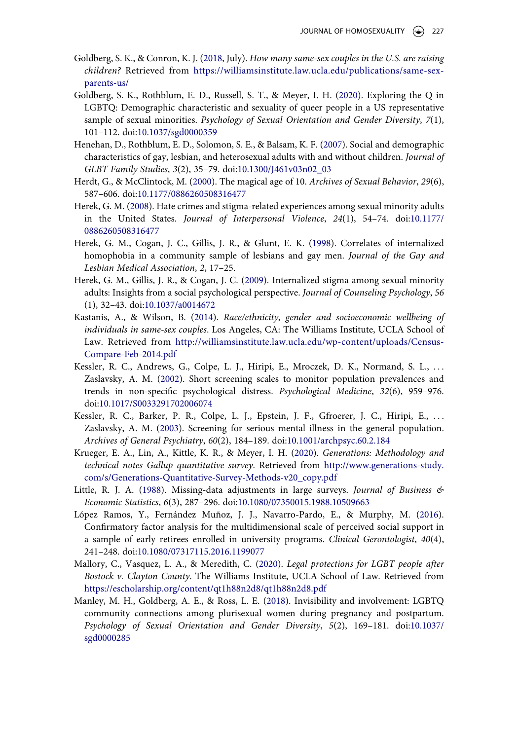Goldberg, S. K., & Conron, K. J. (2018, July). *How many same-sex couples in the U.S. are raising children?* Retrieved from https://williamsinstitute.law.ucla.edu/publications/same-sex-parents-us/

Goldberg, S. K., Rothblum, E. D., Russell, S. T., & Meyer, I. H. (2020). Exploring the Q in LGBTQ: Demographic characteristic and sexuality of queer people in a US representative sample of sexual minorities. *Psychology of Sexual Orientation and Gender Diversity*, *7*(1), 101–112. doi:10.1037/sgd0000359

Henehan, D., Rothblum, E. D., Solomon, S. E., & Balsam, K. F. (2007). Social and demographic characteristics of gay, lesbian, and heterosexual adults with and without children. *Journal of GLBT Family Studies*, *3*(2), 35–79. doi:10.1300/J461v03n02_03

Herdt, G., & McClintock, M. (2000). The magical age of 10. *Archives of Sexual Behavior*, *29*(6), 587–606. doi:10.1177/0886260508316477

Herek, G. M. (2008). Hate crimes and stigma-related experiences among sexual minority adults in the United States. *Journal of Interpersonal Violence*, *24*(1), 54–74. doi:10.1177/0886260508316477

Herek, G. M., Cogan, J. C., Gillis, J. R., & Glunt, E. K. (1998). Correlates of internalized homophobia in a community sample of lesbians and gay men. *Journal of the Gay and Lesbian Medical Association*, *2*, 17–25.

Herek, G. M., Gillis, J. R., & Cogan, J. C. (2009). Internalized stigma among sexual minority adults: Insights from a social psychological perspective. *Journal of Counseling Psychology*, *56* (1), 32–43. doi:10.1037/a0014672

Kastanis, A., & Wilson, B. (2014). *Race/ethnicity, gender and socioeconomic wellbeing of individuals in same-sex couples*. Los Angeles, CA: The Williams Institute, UCLA School of Law. Retrieved from http://williamsinstitute.law.ucla.edu/wp-content/uploads/Census-Compare-Feb-2014.pdf

Kessler, R. C., Andrews, G., Colpe, L. J., Hiripi, E., Mroczek, D. K., Normand, S. L., … Zaslavsky, A. M. (2002). Short screening scales to monitor population prevalences and trends in non-specific psychological distress. *Psychological Medicine*, *32*(6), 959–976. doi:10.1017/S0033291702006074

Kessler, R. C., Barker, P. R., Colpe, L. J., Epstein, J. F., Gfroerer, J. C., Hiripi, E., … Zaslavsky, A. M. (2003). Screening for serious mental illness in the general population. *Archives of General Psychiatry*, *60*(2), 184–189. doi:10.1001/archpsyc.60.2.184

Krueger, E. A., Lin, A., Kittle, K. R., & Meyer, I. H. (2020). *Generations: Methodology and technical notes Gallup quantitative survey*. Retrieved from http://www.generations-study.com/s/Generations-Quantitative-Survey-Methods-v20_copy.pdf

Little, R. J. A. (1988). Missing-data adjustments in large surveys. *Journal of Business & Economic Statistics*, *6*(3), 287–296. doi:10.1080/07350015.1988.10509663

López Ramos, Y., Fernández Muñoz, J. J., Navarro-Pardo, E., & Murphy, M. (2016). Confirmatory factor analysis for the multidimensional scale of perceived social support in a sample of early retirees enrolled in university programs. *Clinical Gerontologist*, *40*(4), 241–248. doi:10.1080/07317115.2016.1199077

Mallory, C., Vasquez, L. A., & Meredith, C. (2020). *Legal protections for LGBT people after Bostock v. Clayton County*. The Williams Institute, UCLA School of Law. Retrieved from https://escholarship.org/content/qt1h88n2d8/qt1h88n2d8.pdf

Manley, M. H., Goldberg, A. E., & Ross, L. E. (2018). Invisibility and involvement: LGBTQ community connections among plurisexual women during pregnancy and postpartum. *Psychology of Sexual Orientation and Gender Diversity*, *5*(2), 169–181. doi:10.1037/sgd0000285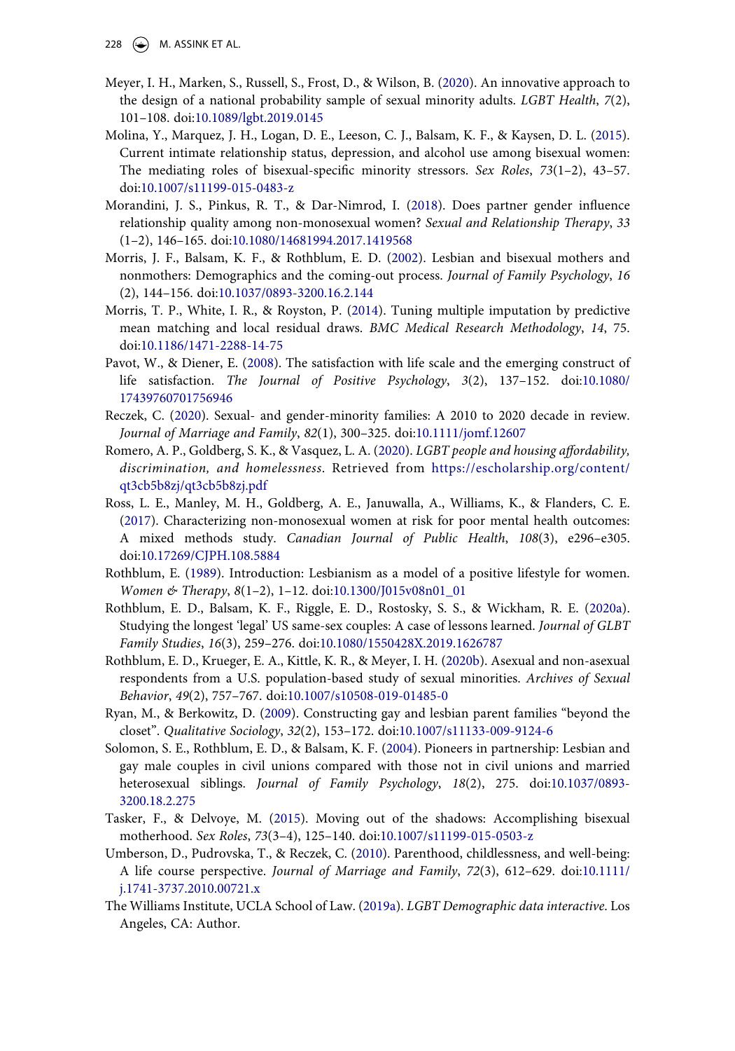Meyer, I. H., Marken, S., Russell, S., Frost, D., & Wilson, B. (2020). An innovative approach to the design of a national probability sample of sexual minority adults. *LGBT Health*, *7*(2), 101–108. doi:10.1089/lgbt.2019.0145

Molina, Y., Marquez, J. H., Logan, D. E., Leeson, C. J., Balsam, K. F., & Kaysen, D. L. (2015). Current intimate relationship status, depression, and alcohol use among bisexual women: The mediating roles of bisexual-specific minority stressors. *Sex Roles*, *73*(1–2), 43–57. doi:10.1007/s11199-015-0483-z

Morandini, J. S., Pinkus, R. T., & Dar-Nimrod, I. (2018). Does partner gender influence relationship quality among non-monosexual women? *Sexual and Relationship Therapy*, *33* (1–2), 146–165. doi:10.1080/14681994.2017.1419568

Morris, J. F., Balsam, K. F., & Rothblum, E. D. (2002). Lesbian and bisexual mothers and nonmothers: Demographics and the coming-out process. *Journal of Family Psychology*, *16* (2), 144–156. doi:10.1037/0893-3200.16.2.144

Morris, T. P., White, I. R., & Royston, P. (2014). Tuning multiple imputation by predictive mean matching and local residual draws. *BMC Medical Research Methodology*, *14*, 75. doi:10.1186/1471-2288-14-75

Pavot, W., & Diener, E. (2008). The satisfaction with life scale and the emerging construct of life satisfaction. *The Journal of Positive Psychology*, *3*(2), 137–152. doi:10.1080/17439760701756946

Reczek, C. (2020). Sexual- and gender-minority families: A 2010 to 2020 decade in review. *Journal of Marriage and Family*, *82*(1), 300–325. doi:10.1111/jomf.12607

Romero, A. P., Goldberg, S. K., & Vasquez, L. A. (2020). *LGBT people and housing affordability, discrimination, and homelessness*. Retrieved from https://escholarship.org/content/qt3cb5b8zj/qt3cb5b8zj.pdf

Ross, L. E., Manley, M. H., Goldberg, A. E., Januwalla, A., Williams, K., & Flanders, C. E. (2017). Characterizing non-monosexual women at risk for poor mental health outcomes: A mixed methods study. *Canadian Journal of Public Health*, *108*(3), e296–e305. doi:10.17269/CJPH.108.5884

Rothblum, E. (1989). Introduction: Lesbianism as a model of a positive lifestyle for women. *Women & Therapy*, *8*(1–2), 1–12. doi:10.1300/J015v08n01_01

Rothblum, E. D., Balsam, K. F., Riggle, E. D., Rostosky, S. S., & Wickham, R. E. (2020a). Studying the longest 'legal' US same-sex couples: A case of lessons learned. *Journal of GLBT Family Studies*, *16*(3), 259–276. doi:10.1080/1550428X.2019.1626787

Rothblum, E. D., Krueger, E. A., Kittle, K. R., & Meyer, I. H. (2020b). Asexual and non-asexual respondents from a U.S. population-based study of sexual minorities. *Archives of Sexual Behavior*, *49*(2), 757–767. doi:10.1007/s10508-019-01485-0

Ryan, M., & Berkowitz, D. (2009). Constructing gay and lesbian parent families "beyond the closet". *Qualitative Sociology*, *32*(2), 153–172. doi:10.1007/s11133-009-9124-6

Solomon, S. E., Rothblum, E. D., & Balsam, K. F. (2004). Pioneers in partnership: Lesbian and gay male couples in civil unions compared with those not in civil unions and married heterosexual siblings. *Journal of Family Psychology*, *18*(2), 275. doi:10.1037/0893-3200.18.2.275

Tasker, F., & Delvoye, M. (2015). Moving out of the shadows: Accomplishing bisexual motherhood. *Sex Roles*, *73*(3–4), 125–140. doi:10.1007/s11199-015-0503-z

Umberson, D., Pudrovska, T., & Reczek, C. (2010). Parenthood, childlessness, and well-being: A life course perspective. *Journal of Marriage and Family*, *72*(3), 612–629. doi:10.1111/j.1741-3737.2010.00721.x

The Williams Institute, UCLA School of Law. (2019a). *LGBT Demographic data interactive*. Los Angeles, CA: Author.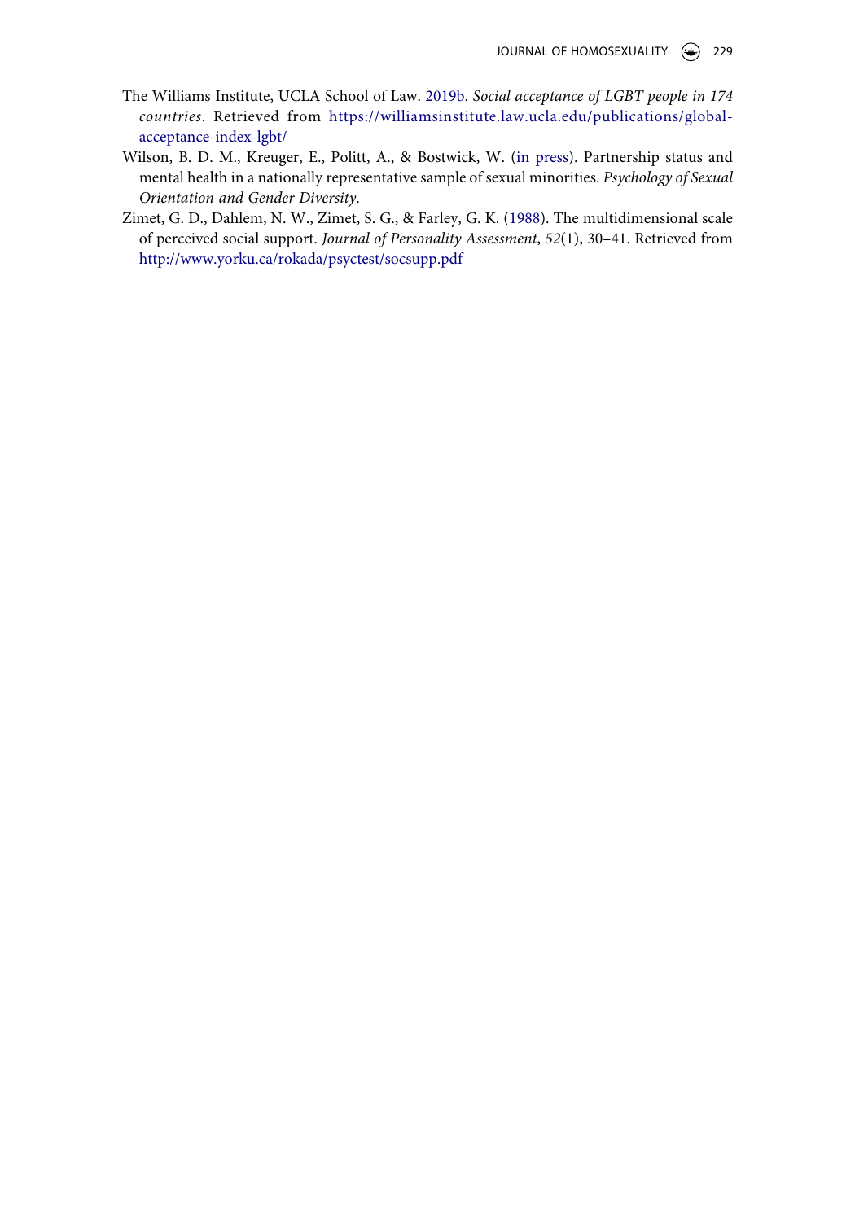The Williams Institute, UCLA School of Law. 2019b. *Social acceptance of LGBT people in 174 countries*. Retrieved from https://williamsinstitute.law.ucla.edu/publications/global-acceptance-index-lgbt/

Wilson, B. D. M., Kreuger, E., Politt, A., & Bostwick, W. (in press). Partnership status and mental health in a nationally representative sample of sexual minorities. *Psychology of Sexual Orientation and Gender Diversity*.

Zimet, G. D., Dahlem, N. W., Zimet, S. G., & Farley, G. K. (1988). The multidimensional scale of perceived social support. *Journal of Personality Assessment*, *52*(1), 30–41. Retrieved from http://www.yorku.ca/rokada/psyctest/socsupp.pdf